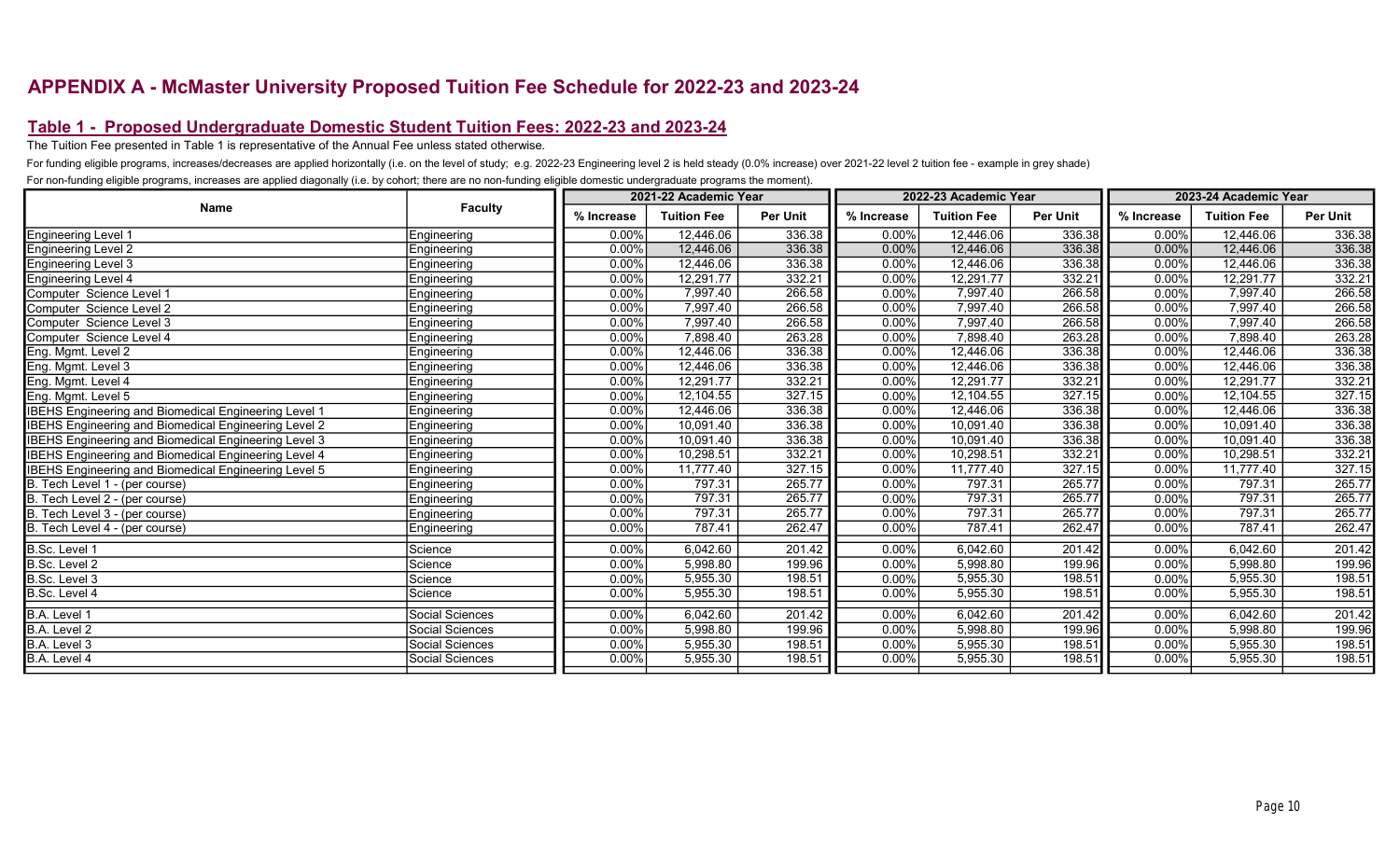# APPENDIX A - McMaster University Proposed Tuition Fee Schedule for 2022-23 and 2023-24

## Table 1 - Proposed Undergraduate Domestic Student Tuition Fees: 2022-23 and 2023-24

The Tuition Fee presented in Table 1 is representative of the Annual Fee unless stated otherwise.

For funding eligible programs, increases/decreases are applied horizontally (i.e. on the level of study; e.g. 2022-23 Engineering level 2 is held steady (0.0% increase) over 2021-22 level 2 tuition fee - example in grey shade)

For non-funding eligible programs, increases are applied diagonally (i.e. by cohort; there are no non-funding eligible domestic undergraduate programs the moment).

| Name | Faculty | 2021-22 Academic Year | | | 2022-23 Academic Year | | | 2023-24 Academic Year | | |
|---|---|---|---|---|---|---|---|---|---|---|
| | | % Increase | Tuition Fee | Per Unit | % Increase | Tuition Fee | Per Unit | % Increase | Tuition Fee | Per Unit |
| Engineering Level 1 | Engineering | 0.00% | 12,446.06 | 336.38 | 0.00% | 12,446.06 | 336.38 | 0.00% | 12,446.06 | 336.38 |
| Engineering Level 2 | Engineering | 0.00% | 12,446.06 | 336.38 | 0.00% | 12,446.06 | 336.38 | 0.00% | 12,446.06 | 336.38 |
| Engineering Level 3 | Engineering | 0.00% | 12,446.06 | 336.38 | 0.00% | 12,446.06 | 336.38 | 0.00% | 12,446.06 | 336.38 |
| Engineering Level 4 | Engineering | 0.00% | 12,291.77 | 332.21 | 0.00% | 12,291.77 | 332.21 | 0.00% | 12,291.77 | 332.21 |
| Computer Science Level 1 | Engineering | 0.00% | 7,997.40 | 266.58 | 0.00% | 7,997.40 | 266.58 | 0.00% | 7,997.40 | 266.58 |
| Computer Science Level 2 | Engineering | 0.00% | 7,997.40 | 266.58 | 0.00% | 7,997.40 | 266.58 | 0.00% | 7,997.40 | 266.58 |
| Computer Science Level 3 | Engineering | 0.00% | 7,997.40 | 266.58 | 0.00% | 7,997.40 | 266.58 | 0.00% | 7,997.40 | 266.58 |
| Computer Science Level 4 | Engineering | 0.00% | 7,898.40 | 263.28 | 0.00% | 7,898.40 | 263.28 | 0.00% | 7,898.40 | 263.28 |
| Eng. Mgmt. Level 2 | Engineering | 0.00% | 12,446.06 | 336.38 | 0.00% | 12,446.06 | 336.38 | 0.00% | 12,446.06 | 336.38 |
| Eng. Mgmt. Level 3 | Engineering | 0.00% | 12,446.06 | 336.38 | 0.00% | 12,446.06 | 336.38 | 0.00% | 12,446.06 | 336.38 |
| Eng. Mgmt. Level 4 | Engineering | 0.00% | 12,291.77 | 332.21 | 0.00% | 12,291.77 | 332.21 | 0.00% | 12,291.77 | 332.21 |
| Eng. Mgmt. Level 5 | Engineering | 0.00% | 12,104.55 | 327.15 | 0.00% | 12,104.55 | 327.15 | 0.00% | 12,104.55 | 327.15 |
| IBEHS Engineering and Biomedical Engineering Level 1 | Engineering | 0.00% | 12,446.06 | 336.38 | 0.00% | 12,446.06 | 336.38 | 0.00% | 12,446.06 | 336.38 |
| IBEHS Engineering and Biomedical Engineering Level 2 | Engineering | 0.00% | 10,091.40 | 336.38 | 0.00% | 10,091.40 | 336.38 | 0.00% | 10,091.40 | 336.38 |
| IBEHS Engineering and Biomedical Engineering Level 3 | Engineering | 0.00% | 10,091.40 | 336.38 | 0.00% | 10,091.40 | 336.38 | 0.00% | 10,091.40 | 336.38 |
| IBEHS Engineering and Biomedical Engineering Level 4 | Engineering | 0.00% | 10,298.51 | 332.21 | 0.00% | 10,298.51 | 332.21 | 0.00% | 10,298.51 | 332.21 |
| IBEHS Engineering and Biomedical Engineering Level 5 | Engineering | 0.00% | 11,777.40 | 327.15 | 0.00% | 11,777.40 | 327.15 | 0.00% | 11,777.40 | 327.15 |
| B. Tech Level 1 - (per course) | Engineering | 0.00% | 797.31 | 265.77 | 0.00% | 797.31 | 265.77 | 0.00% | 797.31 | 265.77 |
| B. Tech Level 2 - (per course) | Engineering | 0.00% | 797.31 | 265.77 | 0.00% | 797.31 | 265.77 | 0.00% | 797.31 | 265.77 |
| B. Tech Level 3 - (per course) | Engineering | 0.00% | 797.31 | 265.77 | 0.00% | 797.31 | 265.77 | 0.00% | 797.31 | 265.77 |
| B. Tech Level 4 - (per course) | Engineering | 0.00% | 787.41 | 262.47 | 0.00% | 787.41 | 262.47 | 0.00% | 787.41 | 262.47 |
| B.Sc. Level 1 | Science | 0.00% | 6,042.60 | 201.42 | 0.00% | 6,042.60 | 201.42 | 0.00% | 6,042.60 | 201.42 |
| B.Sc. Level 2 | Science | 0.00% | 5,998.80 | 199.96 | 0.00% | 5,998.80 | 199.96 | 0.00% | 5,998.80 | 199.96 |
| B.Sc. Level 3 | Science | 0.00% | 5,955.30 | 198.51 | 0.00% | 5,955.30 | 198.51 | 0.00% | 5,955.30 | 198.51 |
| B.Sc. Level 4 | Science | 0.00% | 5,955.30 | 198.51 | 0.00% | 5,955.30 | 198.51 | 0.00% | 5,955.30 | 198.51 |
| B.A. Level 1 | Social Sciences | 0.00% | 6,042.60 | 201.42 | 0.00% | 6,042.60 | 201.42 | 0.00% | 6,042.60 | 201.42 |
| B.A. Level 2 | Social Sciences | 0.00% | 5,998.80 | 199.96 | 0.00% | 5,998.80 | 199.96 | 0.00% | 5,998.80 | 199.96 |
| B.A. Level 3 | Social Sciences | 0.00% | 5,955.30 | 198.51 | 0.00% | 5,955.30 | 198.51 | 0.00% | 5,955.30 | 198.51 |
| B.A. Level 4 | Social Sciences | 0.00% | 5,955.30 | 198.51 | 0.00% | 5,955.30 | 198.51 | 0.00% | 5,955.30 | 198.51 |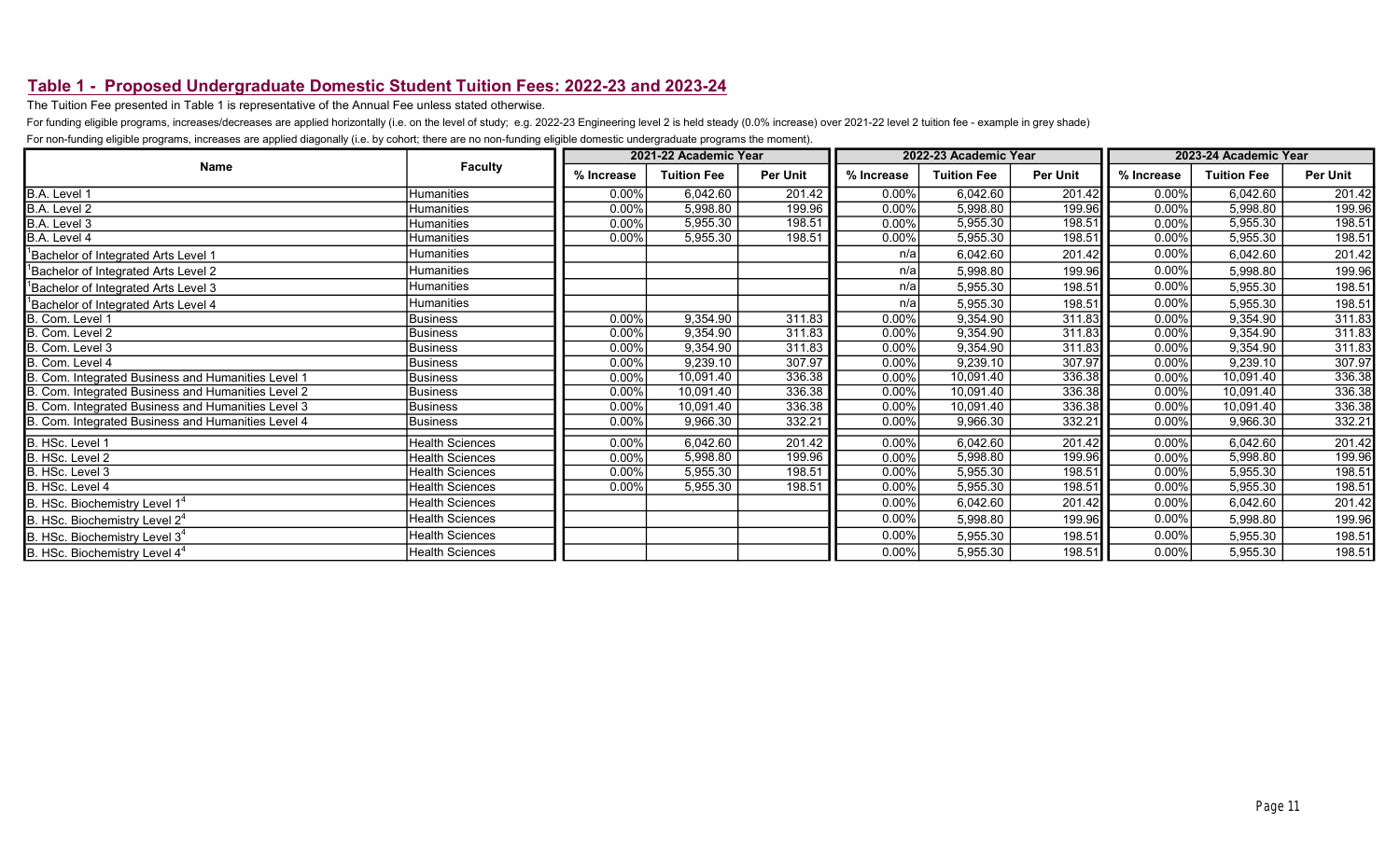## Table 1 - Proposed Undergraduate Domestic Student Tuition Fees: 2022-23 and 2023-24

The Tuition Fee presented in Table 1 is representative of the Annual Fee unless stated otherwise.

For funding eligible programs, increases/decreases are applied horizontally (i.e. on the level of study; e.g. 2022-23 Engineering level 2 is held steady (0.0% increase) over 2021-22 level 2 tuition fee - example in grey shade)

For non-funding eligible programs, increases are applied diagonally (i.e. by cohort; there are no non-funding eligible domestic undergraduate programs the moment).

| Name | Faculty | 2021-22 Academic Year | | | 2022-23 Academic Year | | | 2023-24 Academic Year | | |
|---|---|---|---|---|---|---|---|---|---|---|
| | | % Increase | Tuition Fee | Per Unit | % Increase | Tuition Fee | Per Unit | % Increase | Tuition Fee | Per Unit |
| B.A. Level 1 | Humanities | 0.00% | 6,042.60 | 201.42 | 0.00% | 6,042.60 | 201.42 | 0.00% | 6,042.60 | 201.42 |
| B.A. Level 2 | Humanities | 0.00% | 5,998.80 | 199.96 | 0.00% | 5,998.80 | 199.96 | 0.00% | 5,998.80 | 199.96 |
| B.A. Level 3 | Humanities | 0.00% | 5,955.30 | 198.51 | 0.00% | 5,955.30 | 198.51 | 0.00% | 5,955.30 | 198.51 |
| B.A. Level 4 | Humanities | 0.00% | 5,955.30 | 198.51 | 0.00% | 5,955.30 | 198.51 | 0.00% | 5,955.30 | 198.51 |
| [1]Bachelor of Integrated Arts Level 1 | Humanities | | | | n/a | 6,042.60 | 201.42 | 0.00% | 6,042.60 | 201.42 |
| [1]Bachelor of Integrated Arts Level 2 | Humanities | | | | n/a | 5,998.80 | 199.96 | 0.00% | 5,998.80 | 199.96 |
| [1]Bachelor of Integrated Arts Level 3 | Humanities | | | | n/a | 5,955.30 | 198.51 | 0.00% | 5,955.30 | 198.51 |
| [1]Bachelor of Integrated Arts Level 4 | Humanities | | | | n/a | 5,955.30 | 198.51 | 0.00% | 5,955.30 | 198.51 |
| B. Com. Level 1 | Business | 0.00% | 9,354.90 | 311.83 | 0.00% | 9,354.90 | 311.83 | 0.00% | 9,354.90 | 311.83 |
| B. Com. Level 2 | Business | 0.00% | 9,354.90 | 311.83 | 0.00% | 9,354.90 | 311.83 | 0.00% | 9,354.90 | 311.83 |
| B. Com. Level 3 | Business | 0.00% | 9,354.90 | 311.83 | 0.00% | 9,354.90 | 311.83 | 0.00% | 9,354.90 | 311.83 |
| B. Com. Level 4 | Business | 0.00% | 9,239.10 | 307.97 | 0.00% | 9,239.10 | 307.97 | 0.00% | 9,239.10 | 307.97 |
| B. Com. Integrated Business and Humanities Level 1 | Business | 0.00% | 10,091.40 | 336.38 | 0.00% | 10,091.40 | 336.38 | 0.00% | 10,091.40 | 336.38 |
| B. Com. Integrated Business and Humanities Level 2 | Business | 0.00% | 10,091.40 | 336.38 | 0.00% | 10,091.40 | 336.38 | 0.00% | 10,091.40 | 336.38 |
| B. Com. Integrated Business and Humanities Level 3 | Business | 0.00% | 10,091.40 | 336.38 | 0.00% | 10,091.40 | 336.38 | 0.00% | 10,091.40 | 336.38 |
| B. Com. Integrated Business and Humanities Level 4 | Business | 0.00% | 9,966.30 | 332.21 | 0.00% | 9,966.30 | 332.21 | 0.00% | 9,966.30 | 332.21 |
| B. HSc. Level 1 | Health Sciences | 0.00% | 6,042.60 | 201.42 | 0.00% | 6,042.60 | 201.42 | 0.00% | 6,042.60 | 201.42 |
| B. HSc. Level 2 | Health Sciences | 0.00% | 5,998.80 | 199.96 | 0.00% | 5,998.80 | 199.96 | 0.00% | 5,998.80 | 199.96 |
| B. HSc. Level 3 | Health Sciences | 0.00% | 5,955.30 | 198.51 | 0.00% | 5,955.30 | 198.51 | 0.00% | 5,955.30 | 198.51 |
| B. HSc. Level 4 | Health Sciences | 0.00% | 5,955.30 | 198.51 | 0.00% | 5,955.30 | 198.51 | 0.00% | 5,955.30 | 198.51 |
| B. HSc. Biochemistry Level 1[4] | Health Sciences | | | | 0.00% | 6,042.60 | 201.42 | 0.00% | 6,042.60 | 201.42 |
| B. HSc. Biochemistry Level 2[4] | Health Sciences | | | | 0.00% | 5,998.80 | 199.96 | 0.00% | 5,998.80 | 199.96 |
| B. HSc. Biochemistry Level 3[4] | Health Sciences | | | | 0.00% | 5,955.30 | 198.51 | 0.00% | 5,955.30 | 198.51 |
| B. HSc. Biochemistry Level 4[4] | Health Sciences | | | | 0.00% | 5,955.30 | 198.51 | 0.00% | 5,955.30 | 198.51 |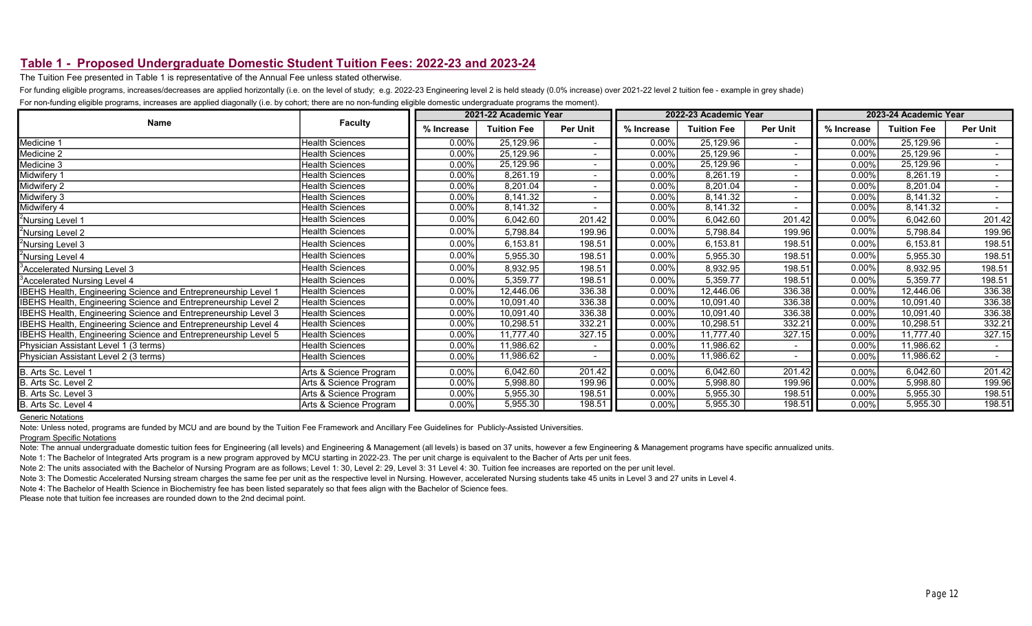## Table 1 - Proposed Undergraduate Domestic Student Tuition Fees: 2022-23 and 2023-24

The Tuition Fee presented in Table 1 is representative of the Annual Fee unless stated otherwise.

For funding eligible programs, increases/decreases are applied horizontally (i.e. on the level of study; e.g. 2022-23 Engineering level 2 is held steady (0.0% increase) over 2021-22 level 2 tuition fee - example in grey shade)

For non-funding eligible programs, increases are applied diagonally (i.e. by cohort; there are no non-funding eligible domestic undergraduate programs the moment).

| Name | Faculty | 2021-22 Academic Year | | | 2022-23 Academic Year | | | 2023-24 Academic Year | | |
|---|---|---|---|---|---|---|---|---|---|---|
| | | % Increase | Tuition Fee | Per Unit | % Increase | Tuition Fee | Per Unit | % Increase | Tuition Fee | Per Unit |
| Medicine 1 | Health Sciences | 0.00% | 25,129.96 | - | 0.00% | 25,129.96 | - | 0.00% | 25,129.96 | - |
| Medicine 2 | Health Sciences | 0.00% | 25,129.96 | - | 0.00% | 25,129.96 | - | 0.00% | 25,129.96 | - |
| Medicine 3 | Health Sciences | 0.00% | 25,129.96 | - | 0.00% | 25,129.96 | - | 0.00% | 25,129.96 | - |
| Midwifery 1 | Health Sciences | 0.00% | 8,261.19 | - | 0.00% | 8,261.19 | - | 0.00% | 8,261.19 | - |
| Midwifery 2 | Health Sciences | 0.00% | 8,201.04 | - | 0.00% | 8,201.04 | - | 0.00% | 8,201.04 | - |
| Midwifery 3 | Health Sciences | 0.00% | 8,141.32 | - | 0.00% | 8,141.32 | - | 0.00% | 8,141.32 | - |
| Midwifery 4 | Health Sciences | 0.00% | 8,141.32 | - | 0.00% | 8,141.32 | - | 0.00% | 8,141.32 | - |
| [2]Nursing Level 1 | Health Sciences | 0.00% | 6,042.60 | 201.42 | 0.00% | 6,042.60 | 201.42 | 0.00% | 6,042.60 | 201.42 |
| [2]Nursing Level 2 | Health Sciences | 0.00% | 5,798.84 | 199.96 | 0.00% | 5,798.84 | 199.96 | 0.00% | 5,798.84 | 199.96 |
| [2]Nursing Level 3 | Health Sciences | 0.00% | 6,153.81 | 198.51 | 0.00% | 6,153.81 | 198.51 | 0.00% | 6,153.81 | 198.51 |
| [2]Nursing Level 4 | Health Sciences | 0.00% | 5,955.30 | 198.51 | 0.00% | 5,955.30 | 198.51 | 0.00% | 5,955.30 | 198.51 |
| [3]Accelerated Nursing Level 3 | Health Sciences | 0.00% | 8,932.95 | 198.51 | 0.00% | 8,932.95 | 198.51 | 0.00% | 8,932.95 | 198.51 |
| [3]Accelerated Nursing Level 4 | Health Sciences | 0.00% | 5,359.77 | 198.51 | 0.00% | 5,359.77 | 198.51 | 0.00% | 5,359.77 | 198.51 |
| IBEHS Health, Engineering Science and Entrepreneurship Level 1 | Health Sciences | 0.00% | 12,446.06 | 336.38 | 0.00% | 12,446.06 | 336.38 | 0.00% | 12,446.06 | 336.38 |
| IBEHS Health, Engineering Science and Entrepreneurship Level 2 | Health Sciences | 0.00% | 10,091.40 | 336.38 | 0.00% | 10,091.40 | 336.38 | 0.00% | 10,091.40 | 336.38 |
| IBEHS Health, Engineering Science and Entrepreneurship Level 3 | Health Sciences | 0.00% | 10,091.40 | 336.38 | 0.00% | 10,091.40 | 336.38 | 0.00% | 10,091.40 | 336.38 |
| IBEHS Health, Engineering Science and Entrepreneurship Level 4 | Health Sciences | 0.00% | 10,298.51 | 332.21 | 0.00% | 10,298.51 | 332.21 | 0.00% | 10,298.51 | 332.21 |
| IBEHS Health, Engineering Science and Entrepreneurship Level 5 | Health Sciences | 0.00% | 11,777.40 | 327.15 | 0.00% | 11,777.40 | 327.15 | 0.00% | 11,777.40 | 327.15 |
| Physician Assistant Level 1 (3 terms) | Health Sciences | 0.00% | 11,986.62 | - | 0.00% | 11,986.62 | - | 0.00% | 11,986.62 | - |
| Physician Assistant Level 2 (3 terms) | Health Sciences | 0.00% | 11,986.62 | - | 0.00% | 11,986.62 | - | 0.00% | 11,986.62 | - |
| B. Arts Sc. Level 1 | Arts & Science Program | 0.00% | 6,042.60 | 201.42 | 0.00% | 6,042.60 | 201.42 | 0.00% | 6,042.60 | 201.42 |
| B. Arts Sc. Level 2 | Arts & Science Program | 0.00% | 5,998.80 | 199.96 | 0.00% | 5,998.80 | 199.96 | 0.00% | 5,998.80 | 199.96 |
| B. Arts Sc. Level 3 | Arts & Science Program | 0.00% | 5,955.30 | 198.51 | 0.00% | 5,955.30 | 198.51 | 0.00% | 5,955.30 | 198.51 |
| B. Arts Sc. Level 4 | Arts & Science Program | 0.00% | 5,955.30 | 198.51 | 0.00% | 5,955.30 | 198.51 | 0.00% | 5,955.30 | 198.51 |

Generic Notations

Note: Unless noted, programs are funded by MCU and are bound by the Tuition Fee Framework and Ancillary Fee Guidelines for Publicly-Assisted Universities.

Program Specific Notations

Note: The annual undergraduate domestic tuition fees for Engineering (all levels) and Engineering & Management (all levels) is based on 37 units, however a few Engineering & Management programs have specific annualized units.

Note 1: The Bachelor of Integrated Arts program is a new program approved by MCU starting in 2022-23. The per unit charge is equivalent to the Bacher of Arts per unit fees.

Note 2: The units associated with the Bachelor of Nursing Program are as follows; Level 1: 30, Level 2: 29, Level 3: 31 Level 4: 30. Tuition fee increases are reported on the per unit level.

Note 3: The Domestic Accelerated Nursing stream charges the same fee per unit as the respective level in Nursing. However, accelerated Nursing students take 45 units in Level 3 and 27 units in Level 4.

Note 4: The Bachelor of Health Science in Biochemistry fee has been listed separately so that fees align with the Bachelor of Science fees.

Please note that tuition fee increases are rounded down to the 2nd decimal point.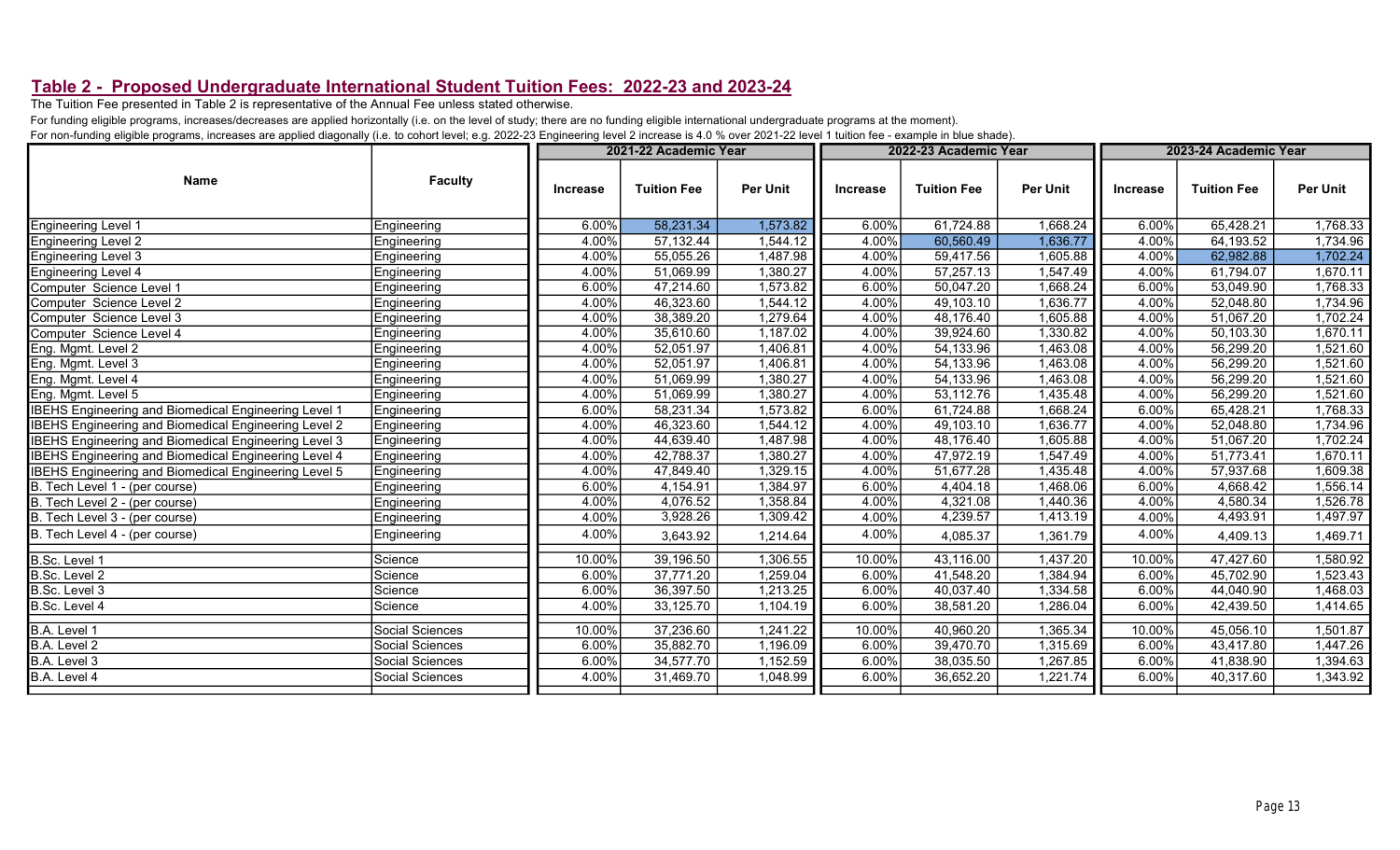## Table 2 - Proposed Undergraduate International Student Tuition Fees: 2022-23 and 2023-24

The Tuition Fee presented in Table 2 is representative of the Annual Fee unless stated otherwise.

For funding eligible programs, increases/decreases are applied horizontally (i.e. on the level of study; there are no funding eligible international undergraduate programs at the moment).

For non-funding eligible programs, increases are applied diagonally (i.e. to cohort level; e.g. 2022-23 Engineering level 2 increase is 4.0 % over 2021-22 level 1 tuition fee - example in blue shade).

| Name | Faculty | 2021-22 Academic Year | | | 2022-23 Academic Year | | | 2023-24 Academic Year | | |
|---|---|---|---|---|---|---|---|---|---|---|
| | | Increase | Tuition Fee | Per Unit | Increase | Tuition Fee | Per Unit | Increase | Tuition Fee | Per Unit |
| Engineering Level 1 | Engineering | 6.00% | 58,231.34 | 1,573.82 | 6.00% | 61,724.88 | 1,668.24 | 6.00% | 65,428.21 | 1,768.33 |
| Engineering Level 2 | Engineering | 4.00% | 57,132.44 | 1,544.12 | 4.00% | 60,560.49 | 1,636.77 | 4.00% | 64,193.52 | 1,734.96 |
| Engineering Level 3 | Engineering | 4.00% | 55,055.26 | 1,487.98 | 4.00% | 59,417.56 | 1,605.88 | 4.00% | 62,982.88 | 1,702.24 |
| Engineering Level 4 | Engineering | 4.00% | 51,069.99 | 1,380.27 | 4.00% | 57,257.13 | 1,547.49 | 4.00% | 61,794.07 | 1,670.11 |
| Computer Science Level 1 | Engineering | 6.00% | 47,214.60 | 1,573.82 | 6.00% | 50,047.20 | 1,668.24 | 6.00% | 53,049.90 | 1,768.33 |
| Computer Science Level 2 | Engineering | 4.00% | 46,323.60 | 1,544.12 | 4.00% | 49,103.10 | 1,636.77 | 4.00% | 52,048.80 | 1,734.96 |
| Computer Science Level 3 | Engineering | 4.00% | 38,389.20 | 1,279.64 | 4.00% | 48,176.40 | 1,605.88 | 4.00% | 51,067.20 | 1,702.24 |
| Computer Science Level 4 | Engineering | 4.00% | 35,610.60 | 1,187.02 | 4.00% | 39,924.60 | 1,330.82 | 4.00% | 50,103.30 | 1,670.11 |
| Eng. Mgmt. Level 2 | Engineering | 4.00% | 52,051.97 | 1,406.81 | 4.00% | 54,133.96 | 1,463.08 | 4.00% | 56,299.20 | 1,521.60 |
| Eng. Mgmt. Level 3 | Engineering | 4.00% | 52,051.97 | 1,406.81 | 4.00% | 54,133.96 | 1,463.08 | 4.00% | 56,299.20 | 1,521.60 |
| Eng. Mgmt. Level 4 | Engineering | 4.00% | 51,069.99 | 1,380.27 | 4.00% | 54,133.96 | 1,463.08 | 4.00% | 56,299.20 | 1,521.60 |
| Eng. Mgmt. Level 5 | Engineering | 4.00% | 51,069.99 | 1,380.27 | 4.00% | 53,112.76 | 1,435.48 | 4.00% | 56,299.20 | 1,521.60 |
| IBEHS Engineering and Biomedical Engineering Level 1 | Engineering | 6.00% | 58,231.34 | 1,573.82 | 6.00% | 61,724.88 | 1,668.24 | 6.00% | 65,428.21 | 1,768.33 |
| IBEHS Engineering and Biomedical Engineering Level 2 | Engineering | 4.00% | 46,323.60 | 1,544.12 | 4.00% | 49,103.10 | 1,636.77 | 4.00% | 52,048.80 | 1,734.96 |
| IBEHS Engineering and Biomedical Engineering Level 3 | Engineering | 4.00% | 44,639.40 | 1,487.98 | 4.00% | 48,176.40 | 1,605.88 | 4.00% | 51,067.20 | 1,702.24 |
| IBEHS Engineering and Biomedical Engineering Level 4 | Engineering | 4.00% | 42,788.37 | 1,380.27 | 4.00% | 47,972.19 | 1,547.49 | 4.00% | 51,773.41 | 1,670.11 |
| IBEHS Engineering and Biomedical Engineering Level 5 | Engineering | 4.00% | 47,849.40 | 1,329.15 | 4.00% | 51,677.28 | 1,435.48 | 4.00% | 57,937.68 | 1,609.38 |
| B. Tech Level 1 - (per course) | Engineering | 6.00% | 4,154.91 | 1,384.97 | 6.00% | 4,404.18 | 1,468.06 | 6.00% | 4,668.42 | 1,556.14 |
| B. Tech Level 2 - (per course) | Engineering | 4.00% | 4,076.52 | 1,358.84 | 4.00% | 4,321.08 | 1,440.36 | 4.00% | 4,580.34 | 1,526.78 |
| B. Tech Level 3 - (per course) | Engineering | 4.00% | 3,928.26 | 1,309.42 | 4.00% | 4,239.57 | 1,413.19 | 4.00% | 4,493.91 | 1,497.97 |
| B. Tech Level 4 - (per course) | Engineering | 4.00% | 3,643.92 | 1,214.64 | 4.00% | 4,085.37 | 1,361.79 | 4.00% | 4,409.13 | 1,469.71 |
| B.Sc. Level 1 | Science | 10.00% | 39,196.50 | 1,306.55 | 10.00% | 43,116.00 | 1,437.20 | 10.00% | 47,427.60 | 1,580.92 |
| B.Sc. Level 2 | Science | 6.00% | 37,771.20 | 1,259.04 | 6.00% | 41,548.20 | 1,384.94 | 6.00% | 45,702.90 | 1,523.43 |
| B.Sc. Level 3 | Science | 6.00% | 36,397.50 | 1,213.25 | 6.00% | 40,037.40 | 1,334.58 | 6.00% | 44,040.90 | 1,468.03 |
| B.Sc. Level 4 | Science | 4.00% | 33,125.70 | 1,104.19 | 6.00% | 38,581.20 | 1,286.04 | 6.00% | 42,439.50 | 1,414.65 |
| B.A. Level 1 | Social Sciences | 10.00% | 37,236.60 | 1,241.22 | 10.00% | 40,960.20 | 1,365.34 | 10.00% | 45,056.10 | 1,501.87 |
| B.A. Level 2 | Social Sciences | 6.00% | 35,882.70 | 1,196.09 | 6.00% | 39,470.70 | 1,315.69 | 6.00% | 43,417.80 | 1,447.26 |
| B.A. Level 3 | Social Sciences | 6.00% | 34,577.70 | 1,152.59 | 6.00% | 38,035.50 | 1,267.85 | 6.00% | 41,838.90 | 1,394.63 |
| B.A. Level 4 | Social Sciences | 4.00% | 31,469.70 | 1,048.99 | 6.00% | 36,652.20 | 1,221.74 | 6.00% | 40,317.60 | 1,343.92 |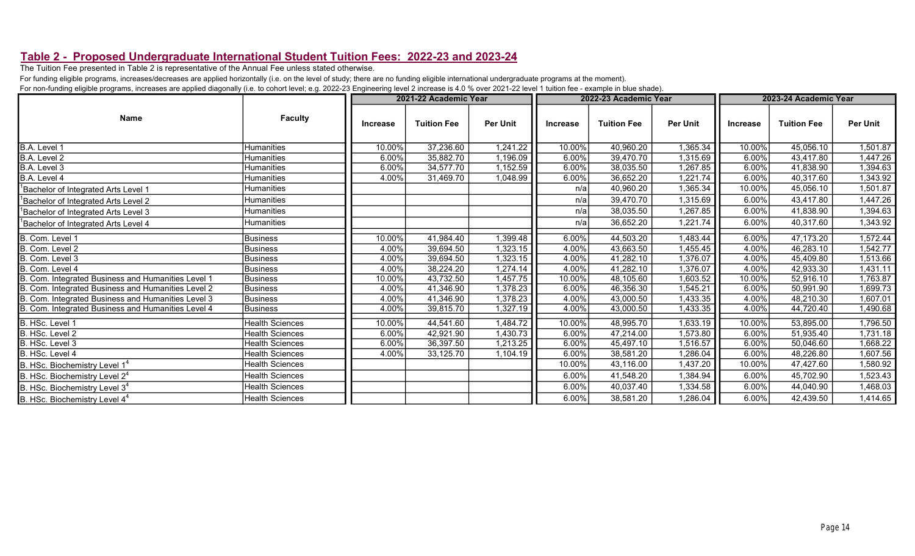## Table 2 - Proposed Undergraduate International Student Tuition Fees: 2022-23 and 2023-24

The Tuition Fee presented in Table 2 is representative of the Annual Fee unless stated otherwise.

For funding eligible programs, increases/decreases are applied horizontally (i.e. on the level of study; there are no funding eligible international undergraduate programs at the moment).

For non-funding eligible programs, increases are applied diagonally (i.e. to cohort level; e.g. 2022-23 Engineering level 2 increase is 4.0 % over 2021-22 level 1 tuition fee - example in blue shade).

| Name | Faculty | 2021-22 Academic Year | | | 2022-23 Academic Year | | | 2023-24 Academic Year | | |
|---|---|---|---|---|---|---|---|---|---|---|
| | | Increase | Tuition Fee | Per Unit | Increase | Tuition Fee | Per Unit | Increase | Tuition Fee | Per Unit |
| B.A. Level 1 | Humanities | 10.00% | 37,236.60 | 1,241.22 | 10.00% | 40,960.20 | 1,365.34 | 10.00% | 45,056.10 | 1,501.87 |
| B.A. Level 2 | Humanities | 6.00% | 35,882.70 | 1,196.09 | 6.00% | 39,470.70 | 1,315.69 | 6.00% | 43,417.80 | 1,447.26 |
| B.A. Level 3 | Humanities | 6.00% | 34,577.70 | 1,152.59 | 6.00% | 38,035.50 | 1,267.85 | 6.00% | 41,838.90 | 1,394.63 |
| B.A. Level 4 | Humanities | 4.00% | 31,469.70 | 1,048.99 | 6.00% | 36,652.20 | 1,221.74 | 6.00% | 40,317.60 | 1,343.92 |
| [1]Bachelor of Integrated Arts Level 1 | Humanities | | | | n/a | 40,960.20 | 1,365.34 | 10.00% | 45,056.10 | 1,501.87 |
| [1]Bachelor of Integrated Arts Level 2 | Humanities | | | | n/a | 39,470.70 | 1,315.69 | 6.00% | 43,417.80 | 1,447.26 |
| [1]Bachelor of Integrated Arts Level 3 | Humanities | | | | n/a | 38,035.50 | 1,267.85 | 6.00% | 41,838.90 | 1,394.63 |
| [1]Bachelor of Integrated Arts Level 4 | Humanities | | | | n/a | 36,652.20 | 1,221.74 | 6.00% | 40,317.60 | 1,343.92 |
| B. Com. Level 1 | Business | 10.00% | 41,984.40 | 1,399.48 | 6.00% | 44,503.20 | 1,483.44 | 6.00% | 47,173.20 | 1,572.44 |
| B. Com. Level 2 | Business | 4.00% | 39,694.50 | 1,323.15 | 4.00% | 43,663.50 | 1,455.45 | 4.00% | 46,283.10 | 1,542.77 |
| B. Com. Level 3 | Business | 4.00% | 39,694.50 | 1,323.15 | 4.00% | 41,282.10 | 1,376.07 | 4.00% | 45,409.80 | 1,513.66 |
| B. Com. Level 4 | Business | 4.00% | 38,224.20 | 1,274.14 | 4.00% | 41,282.10 | 1,376.07 | 4.00% | 42,933.30 | 1,431.11 |
| B. Com. Integrated Business and Humanities Level 1 | Business | 10.00% | 43,732.50 | 1,457.75 | 10.00% | 48,105.60 | 1,603.52 | 10.00% | 52,916.10 | 1,763.87 |
| B. Com. Integrated Business and Humanities Level 2 | Business | 4.00% | 41,346.90 | 1,378.23 | 6.00% | 46,356.30 | 1,545.21 | 6.00% | 50,991.90 | 1,699.73 |
| B. Com. Integrated Business and Humanities Level 3 | Business | 4.00% | 41,346.90 | 1,378.23 | 4.00% | 43,000.50 | 1,433.35 | 4.00% | 48,210.30 | 1,607.01 |
| B. Com. Integrated Business and Humanities Level 4 | Business | 4.00% | 39,815.70 | 1,327.19 | 4.00% | 43,000.50 | 1,433.35 | 4.00% | 44,720.40 | 1,490.68 |
| B. HSc. Level 1 | Health Sciences | 10.00% | 44,541.60 | 1,484.72 | 10.00% | 48,995.70 | 1,633.19 | 10.00% | 53,895.00 | 1,796.50 |
| B. HSc. Level 2 | Health Sciences | 6.00% | 42,921.90 | 1,430.73 | 6.00% | 47,214.00 | 1,573.80 | 6.00% | 51,935.40 | 1,731.18 |
| B. HSc. Level 3 | Health Sciences | 6.00% | 36,397.50 | 1,213.25 | 6.00% | 45,497.10 | 1,516.57 | 6.00% | 50,046.60 | 1,668.22 |
| B. HSc. Level 4 | Health Sciences | 4.00% | 33,125.70 | 1,104.19 | 6.00% | 38,581.20 | 1,286.04 | 6.00% | 48,226.80 | 1,607.56 |
| B. HSc. Biochemistry Level 1[4] | Health Sciences | | | | 10.00% | 43,116.00 | 1,437.20 | 10.00% | 47,427.60 | 1,580.92 |
| B. HSc. Biochemistry Level 2[4] | Health Sciences | | | | 6.00% | 41,548.20 | 1,384.94 | 6.00% | 45,702.90 | 1,523.43 |
| B. HSc. Biochemistry Level 3[4] | Health Sciences | | | | 6.00% | 40,037.40 | 1,334.58 | 6.00% | 44,040.90 | 1,468.03 |
| B. HSc. Biochemistry Level 4[4] | Health Sciences | | | | 6.00% | 38,581.20 | 1,286.04 | 6.00% | 42,439.50 | 1,414.65 |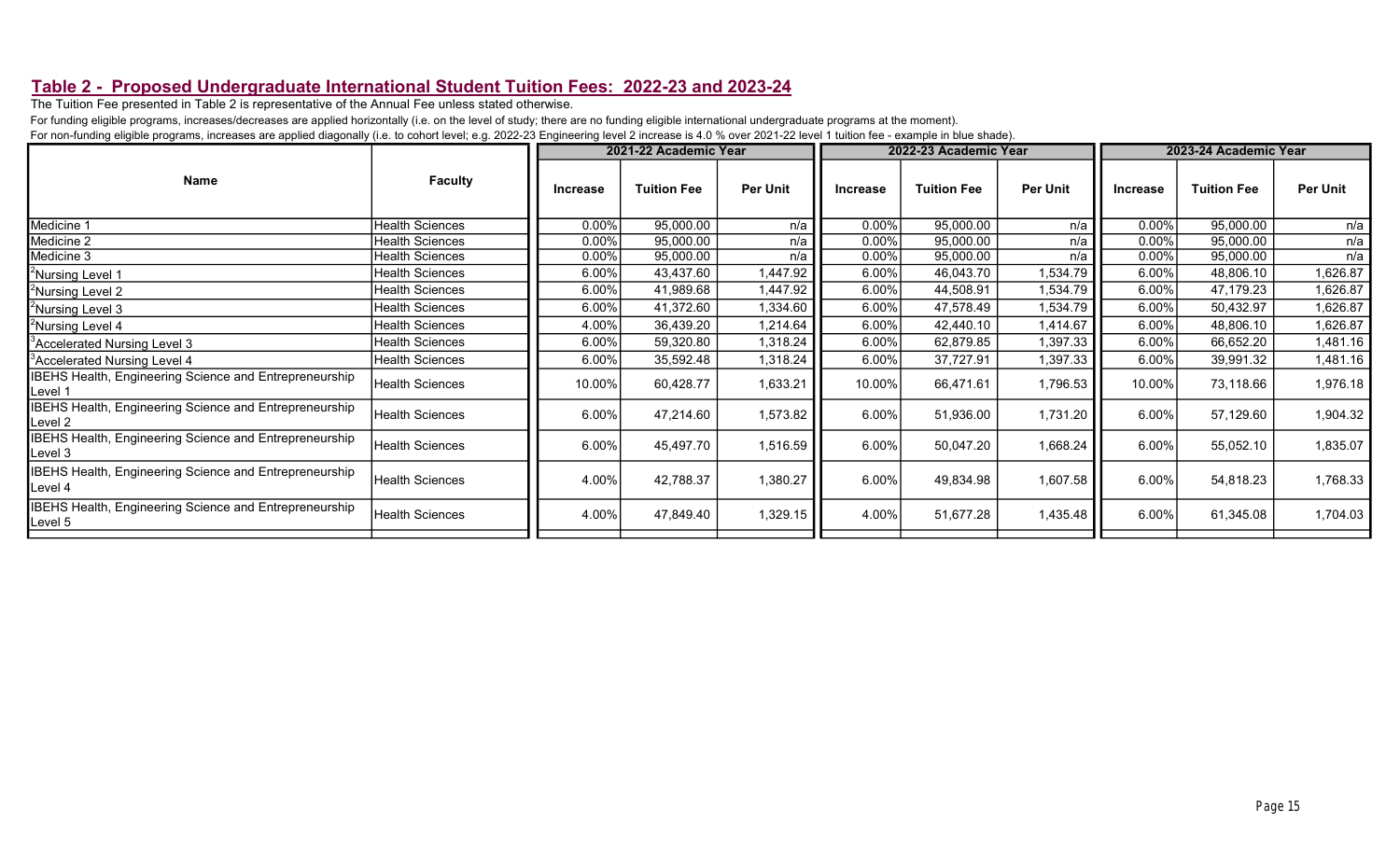## Table 2 - Proposed Undergraduate International Student Tuition Fees: 2022-23 and 2023-24

The Tuition Fee presented in Table 2 is representative of the Annual Fee unless stated otherwise.

For funding eligible programs, increases/decreases are applied horizontally (i.e. on the level of study; there are no funding eligible international undergraduate programs at the moment).

For non-funding eligible programs, increases are applied diagonally (i.e. to cohort level; e.g. 2022-23 Engineering level 2 increase is 4.0 % over 2021-22 level 1 tuition fee - example in blue shade).

| Name | Faculty | 2021-22 Academic Year | | | 2022-23 Academic Year | | | 2023-24 Academic Year | | |
|---|---|---|---|---|---|---|---|---|---|---|
| | | Increase | Tuition Fee | Per Unit | Increase | Tuition Fee | Per Unit | Increase | Tuition Fee | Per Unit |
| Medicine 1 | Health Sciences | 0.00% | 95,000.00 | n/a | 0.00% | 95,000.00 | n/a | 0.00% | 95,000.00 | n/a |
| Medicine 2 | Health Sciences | 0.00% | 95,000.00 | n/a | 0.00% | 95,000.00 | n/a | 0.00% | 95,000.00 | n/a |
| Medicine 3 | Health Sciences | 0.00% | 95,000.00 | n/a | 0.00% | 95,000.00 | n/a | 0.00% | 95,000.00 | n/a |
| [2]Nursing Level 1 | Health Sciences | 6.00% | 43,437.60 | 1,447.92 | 6.00% | 46,043.70 | 1,534.79 | 6.00% | 48,806.10 | 1,626.87 |
| [2]Nursing Level 2 | Health Sciences | 6.00% | 41,989.68 | 1,447.92 | 6.00% | 44,508.91 | 1,534.79 | 6.00% | 47,179.23 | 1,626.87 |
| [2]Nursing Level 3 | Health Sciences | 6.00% | 41,372.60 | 1,334.60 | 6.00% | 47,578.49 | 1,534.79 | 6.00% | 50,432.97 | 1,626.87 |
| [2]Nursing Level 4 | Health Sciences | 4.00% | 36,439.20 | 1,214.64 | 6.00% | 42,440.10 | 1,414.67 | 6.00% | 48,806.10 | 1,626.87 |
| [3]Accelerated Nursing Level 3 | Health Sciences | 6.00% | 59,320.80 | 1,318.24 | 6.00% | 62,879.85 | 1,397.33 | 6.00% | 66,652.20 | 1,481.16 |
| [3]Accelerated Nursing Level 4 | Health Sciences | 6.00% | 35,592.48 | 1,318.24 | 6.00% | 37,727.91 | 1,397.33 | 6.00% | 39,991.32 | 1,481.16 |
| IBEHS Health, Engineering Science and Entrepreneurship Level 1 | Health Sciences | 10.00% | 60,428.77 | 1,633.21 | 10.00% | 66,471.61 | 1,796.53 | 10.00% | 73,118.66 | 1,976.18 |
| IBEHS Health, Engineering Science and Entrepreneurship Level 2 | Health Sciences | 6.00% | 47,214.60 | 1,573.82 | 6.00% | 51,936.00 | 1,731.20 | 6.00% | 57,129.60 | 1,904.32 |
| IBEHS Health, Engineering Science and Entrepreneurship Level 3 | Health Sciences | 6.00% | 45,497.70 | 1,516.59 | 6.00% | 50,047.20 | 1,668.24 | 6.00% | 55,052.10 | 1,835.07 |
| IBEHS Health, Engineering Science and Entrepreneurship Level 4 | Health Sciences | 4.00% | 42,788.37 | 1,380.27 | 6.00% | 49,834.98 | 1,607.58 | 6.00% | 54,818.23 | 1,768.33 |
| IBEHS Health, Engineering Science and Entrepreneurship Level 5 | Health Sciences | 4.00% | 47,849.40 | 1,329.15 | 4.00% | 51,677.28 | 1,435.48 | 6.00% | 61,345.08 | 1,704.03 |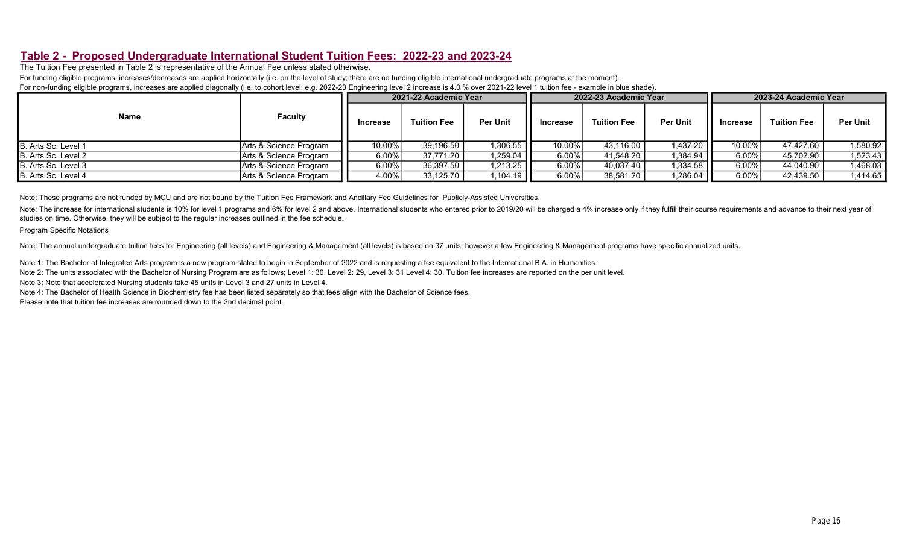## Table 2 - Proposed Undergraduate International Student Tuition Fees: 2022-23 and 2023-24

The Tuition Fee presented in Table 2 is representative of the Annual Fee unless stated otherwise.

For funding eligible programs, increases/decreases are applied horizontally (i.e. on the level of study; there are no funding eligible international undergraduate programs at the moment).

For non-funding eligible programs, increases are applied diagonally (i.e. to cohort level; e.g. 2022-23 Engineering level 2 increase is 4.0 % over 2021-22 level 1 tuition fee - example in blue shade).

| Name | Faculty | 2021-22 Academic Year | | | 2022-23 Academic Year | | | 2023-24 Academic Year | | |
|---|---|---|---|---|---|---|---|---|---|---|
| | | Increase | Tuition Fee | Per Unit | Increase | Tuition Fee | Per Unit | Increase | Tuition Fee | Per Unit |
| B. Arts Sc. Level 1 | Arts & Science Program | 10.00% | 39,196.50 | 1,306.55 | 10.00% | 43,116.00 | 1,437.20 | 10.00% | 47,427.60 | 1,580.92 |
| B. Arts Sc. Level 2 | Arts & Science Program | 6.00% | 37,771.20 | 1,259.04 | 6.00% | 41,548.20 | 1,384.94 | 6.00% | 45,702.90 | 1,523.43 |
| B. Arts Sc. Level 3 | Arts & Science Program | 6.00% | 36,397.50 | 1,213.25 | 6.00% | 40,037.40 | 1,334.58 | 6.00% | 44,040.90 | 1,468.03 |
| B. Arts Sc. Level 4 | Arts & Science Program | 4.00% | 33,125.70 | 1,104.19 | 6.00% | 38,581.20 | 1,286.04 | 6.00% | 42,439.50 | 1,414.65 |

Note: These programs are not funded by MCU and are not bound by the Tuition Fee Framework and Ancillary Fee Guidelines for Publicly-Assisted Universities.

Note: The increase for international students is 10% for level 1 programs and 6% for level 2 and above. International students who entered prior to 2019/20 will be charged a 4% increase only if they fulfill their course requirements and advance to their next year of studies on time. Otherwise, they will be subject to the regular increases outlined in the fee schedule.

Program Specific Notations

Note: The annual undergraduate tuition fees for Engineering (all levels) and Engineering & Management (all levels) is based on 37 units, however a few Engineering & Management programs have specific annualized units.

Note 1: The Bachelor of Integrated Arts program is a new program slated to begin in September of 2022 and is requesting a fee equivalent to the International B.A. in Humanities.

Note 2: The units associated with the Bachelor of Nursing Program are as follows; Level 1: 30, Level 2: 29, Level 3: 31 Level 4: 30. Tuition fee increases are reported on the per unit level.

Note 3: Note that accelerated Nursing students take 45 units in Level 3 and 27 units in Level 4.

Note 4: The Bachelor of Health Science in Biochemistry fee has been listed separately so that fees align with the Bachelor of Science fees.

Please note that tuition fee increases are rounded down to the 2nd decimal point.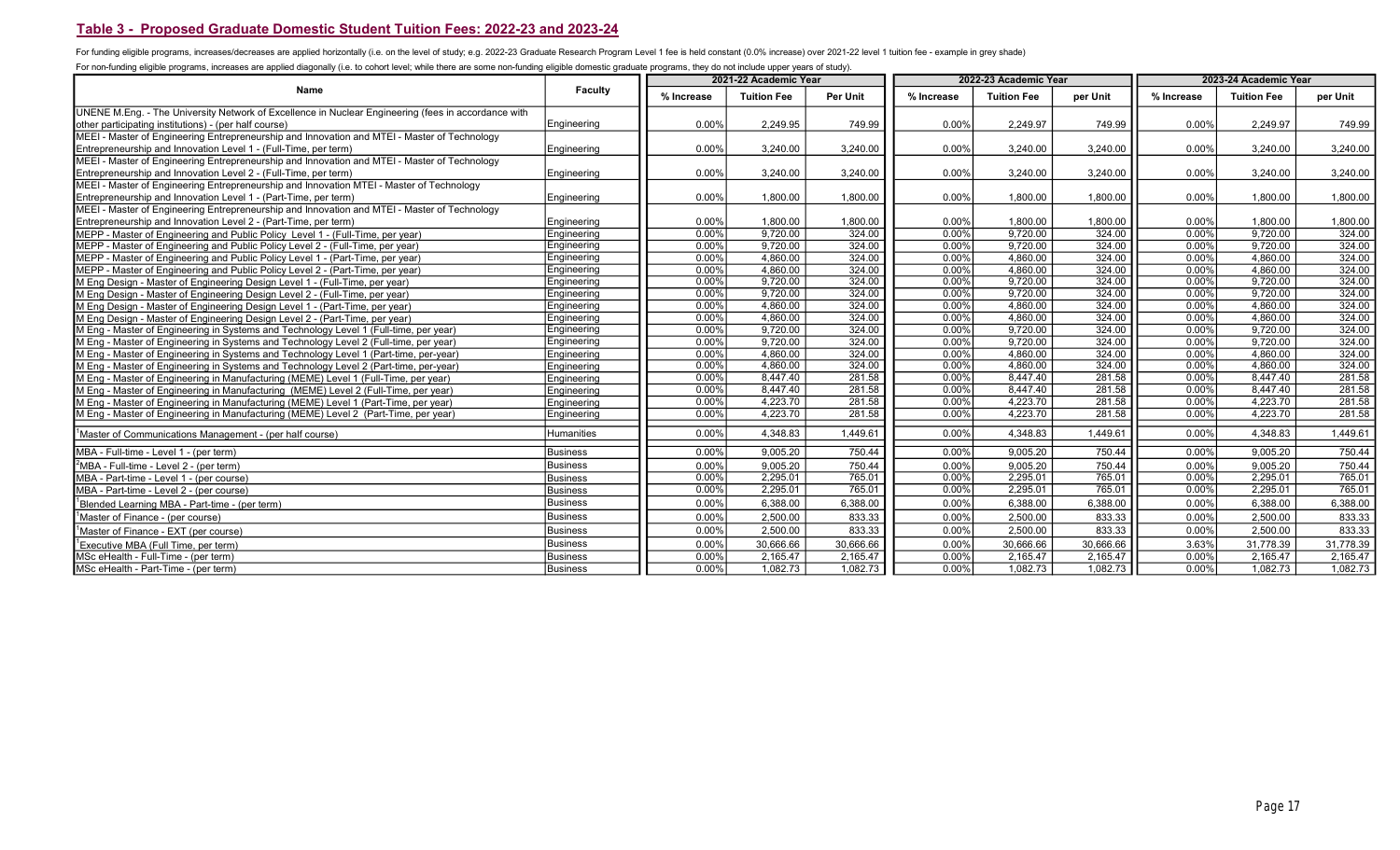## Table 3 - Proposed Graduate Domestic Student Tuition Fees: 2022-23 and 2023-24

For funding eligible programs, increases/decreases are applied horizontally (i.e. on the level of study; e.g. 2022-23 Graduate Research Program Level 1 fee is held constant (0.0% increase) over 2021-22 level 1 tuition fee - example in grey shade)

For non-funding eligible programs, increases are applied diagonally (i.e. to cohort level; while there are some non-funding eligible domestic graduate programs, they do not include upper years of study).

| Name | Faculty | 2021-22 Academic Year | | | 2022-23 Academic Year | | | 2023-24 Academic Year | | |
|---|---|---|---|---|---|---|---|---|---|---|
| | | % Increase | Tuition Fee | Per Unit | % Increase | Tuition Fee | per Unit | % Increase | Tuition Fee | per Unit |
| UNENE M.Eng. - The University Network of Excellence in Nuclear Engineering (fees in accordance with other participating institutions) - (per half course) | Engineering | 0.00% | 2,249.95 | 749.99 | 0.00% | 2,249.97 | 749.99 | 0.00% | 2,249.97 | 749.99 |
| MEEI - Master of Engineering Entrepreneurship and Innovation and MTEI - Master of Technology Entrepreneurship and Innovation Level 1 - (Full-Time, per term) | Engineering | 0.00% | 3,240.00 | 3,240.00 | 0.00% | 3,240.00 | 3,240.00 | 0.00% | 3,240.00 | 3,240.00 |
| MEEI - Master of Engineering Entrepreneurship and Innovation and MTEI - Master of Technology Entrepreneurship and Innovation Level 2 - (Full-Time, per term) | Engineering | 0.00% | 3,240.00 | 3,240.00 | 0.00% | 3,240.00 | 3,240.00 | 0.00% | 3,240.00 | 3,240.00 |
| MEEI - Master of Engineering Entrepreneurship and Innovation MTEI - Master of Technology Entrepreneurship and Innovation Level 1 - (Part-Time, per term) | Engineering | 0.00% | 1,800.00 | 1,800.00 | 0.00% | 1,800.00 | 1,800.00 | 0.00% | 1,800.00 | 1,800.00 |
| MEEI - Master of Engineering Entrepreneurship and Innovation and MTEI - Master of Technology Entrepreneurship and Innovation Level 2 - (Part-Time, per term) | Engineering | 0.00% | 1,800.00 | 1,800.00 | 0.00% | 1,800.00 | 1,800.00 | 0.00% | 1,800.00 | 1,800.00 |
| MEPP - Master of Engineering and Public Policy Level 1 - (Full-Time, per year) | Engineering | 0.00% | 9,720.00 | 324.00 | 0.00% | 9,720.00 | 324.00 | 0.00% | 9,720.00 | 324.00 |
| MEPP - Master of Engineering and Public Policy Level 2 - (Full-Time, per year) | Engineering | 0.00% | 9,720.00 | 324.00 | 0.00% | 9,720.00 | 324.00 | 0.00% | 9,720.00 | 324.00 |
| MEPP - Master of Engineering and Public Policy Level 1 - (Part-Time, per year) | Engineering | 0.00% | 4,860.00 | 324.00 | 0.00% | 4,860.00 | 324.00 | 0.00% | 4,860.00 | 324.00 |
| MEPP - Master of Engineering and Public Policy Level 2 - (Part-Time, per year) | Engineering | 0.00% | 4,860.00 | 324.00 | 0.00% | 4,860.00 | 324.00 | 0.00% | 4,860.00 | 324.00 |
| M Eng Design - Master of Engineering Design Level 1 - (Full-Time, per year) | Engineering | 0.00% | 9,720.00 | 324.00 | 0.00% | 9,720.00 | 324.00 | 0.00% | 9,720.00 | 324.00 |
| M Eng Design - Master of Engineering Design Level 2 - (Full-Time, per year) | Engineering | 0.00% | 9,720.00 | 324.00 | 0.00% | 9,720.00 | 324.00 | 0.00% | 9,720.00 | 324.00 |
| M Eng Design - Master of Engineering Design Level 1 - (Part-Time, per year) | Engineering | 0.00% | 4,860.00 | 324.00 | 0.00% | 4,860.00 | 324.00 | 0.00% | 4,860.00 | 324.00 |
| M Eng Design - Master of Engineering Design Level 2 - (Part-Time, per year) | Engineering | 0.00% | 4,860.00 | 324.00 | 0.00% | 4,860.00 | 324.00 | 0.00% | 4,860.00 | 324.00 |
| M Eng - Master of Engineering in Systems and Technology Level 1 (Full-time, per year) | Engineering | 0.00% | 9,720.00 | 324.00 | 0.00% | 9,720.00 | 324.00 | 0.00% | 9,720.00 | 324.00 |
| M Eng - Master of Engineering in Systems and Technology Level 2 (Full-time, per year) | Engineering | 0.00% | 9,720.00 | 324.00 | 0.00% | 9,720.00 | 324.00 | 0.00% | 9,720.00 | 324.00 |
| M Eng - Master of Engineering in Systems and Technology Level 1 (Part-time, per-year) | Engineering | 0.00% | 4,860.00 | 324.00 | 0.00% | 4,860.00 | 324.00 | 0.00% | 4,860.00 | 324.00 |
| M Eng - Master of Engineering in Systems and Technology Level 2 (Part-time, per-year) | Engineering | 0.00% | 4,860.00 | 324.00 | 0.00% | 4,860.00 | 324.00 | 0.00% | 4,860.00 | 324.00 |
| M Eng - Master of Engineering in Manufacturing (MEME) Level 1 (Full-Time, per year) | Engineering | 0.00% | 8,447.40 | 281.58 | 0.00% | 8,447.40 | 281.58 | 0.00% | 8,447.40 | 281.58 |
| M Eng - Master of Engineering in Manufacturing (MEME) Level 2 (Full-Time, per year) | Engineering | 0.00% | 8,447.40 | 281.58 | 0.00% | 8,447.40 | 281.58 | 0.00% | 8,447.40 | 281.58 |
| M Eng - Master of Engineering in Manufacturing (MEME) Level 1 (Part-Time, per year) | Engineering | 0.00% | 4,223.70 | 281.58 | 0.00% | 4,223.70 | 281.58 | 0.00% | 4,223.70 | 281.58 |
| M Eng - Master of Engineering in Manufacturing (MEME) Level 2 (Part-Time, per year) | Engineering | 0.00% | 4,223.70 | 281.58 | 0.00% | 4,223.70 | 281.58 | 0.00% | 4,223.70 | 281.58 |
| [1]Master of Communications Management - (per half course) | Humanities | 0.00% | 4,348.83 | 1,449.61 | 0.00% | 4,348.83 | 1,449.61 | 0.00% | 4,348.83 | 1,449.61 |
| MBA - Full-time - Level 1 - (per term) | Business | 0.00% | 9,005.20 | 750.44 | 0.00% | 9,005.20 | 750.44 | 0.00% | 9,005.20 | 750.44 |
| [2]MBA - Full-time - Level 2 - (per term) | Business | 0.00% | 9,005.20 | 750.44 | 0.00% | 9,005.20 | 750.44 | 0.00% | 9,005.20 | 750.44 |
| MBA - Part-time - Level 1 - (per course) | Business | 0.00% | 2,295.01 | 765.01 | 0.00% | 2,295.01 | 765.01 | 0.00% | 2,295.01 | 765.01 |
| MBA - Part-time - Level 2 - (per course) | Business | 0.00% | 2,295.01 | 765.01 | 0.00% | 2,295.01 | 765.01 | 0.00% | 2,295.01 | 765.01 |
| [1]Blended Learning MBA - Part-time - (per term) | Business | 0.00% | 6,388.00 | 6,388.00 | 0.00% | 6,388.00 | 6,388.00 | 0.00% | 6,388.00 | 6,388.00 |
| [1]Master of Finance - (per course) | Business | 0.00% | 2,500.00 | 833.33 | 0.00% | 2,500.00 | 833.33 | 0.00% | 2,500.00 | 833.33 |
| [1]Master of Finance - EXT (per course) | Business | 0.00% | 2,500.00 | 833.33 | 0.00% | 2,500.00 | 833.33 | 0.00% | 2,500.00 | 833.33 |
| [1]Executive MBA (Full Time, per term) | Business | 0.00% | 30,666.66 | 30,666.66 | 0.00% | 30,666.66 | 30,666.66 | 3.63% | 31,778.39 | 31,778.39 |
| MSc eHealth - Full-Time - (per term) | Business | 0.00% | 2,165.47 | 2,165.47 | 0.00% | 2,165.47 | 2,165.47 | 0.00% | 2,165.47 | 2,165.47 |
| MSc eHealth - Part-Time - (per term) | Business | 0.00% | 1,082.73 | 1,082.73 | 0.00% | 1,082.73 | 1,082.73 | 0.00% | 1,082.73 | 1,082.73 |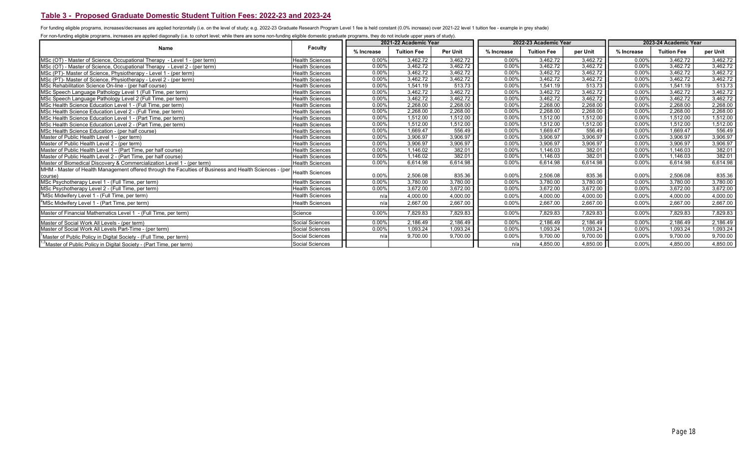## Table 3 - Proposed Graduate Domestic Student Tuition Fees: 2022-23 and 2023-24

For funding eligible programs, increases/decreases are applied horizontally (i.e. on the level of study; e.g. 2022-23 Graduate Research Program Level 1 fee is held constant (0.0% increase) over 2021-22 level 1 tuition fee - example in grey shade)

For non-funding eligible programs, increases are applied diagonally (i.e. to cohort level; while there are some non-funding eligible domestic graduate programs, they do not include upper years of study).

| Name | Faculty | 2021-22 Academic Year | | | 2022-23 Academic Year | | | 2023-24 Academic Year | | |
|---|---|---|---|---|---|---|---|---|---|---|
| | | % Increase | Tuition Fee | Per Unit | % Increase | Tuition Fee | per Unit | % Increase | Tuition Fee | per Unit |
| MSc (OT) - Master of Science, Occupational Therapy - Level 1 - (per term) | Health Sciences | 0.00% | 3,462.72 | 3,462.72 | 0.00% | 3,462.72 | 3,462.72 | 0.00% | 3,462.72 | 3,462.72 |
| MSc (OT) - Master of Science, Occupational Therapy - Level 2 - (per term) | Health Sciences | 0.00% | 3,462.72 | 3,462.72 | 0.00% | 3,462.72 | 3,462.72 | 0.00% | 3,462.72 | 3,462.72 |
| MSc (PT)- Master of Science, Physiotherapy - Level 1 - (per term) | Health Sciences | 0.00% | 3,462.72 | 3,462.72 | 0.00% | 3,462.72 | 3,462.72 | 0.00% | 3,462.72 | 3,462.72 |
| MSc (PT)- Master of Science, Physiotherapy - Level 2 - (per term) | Health Sciences | 0.00% | 3,462.72 | 3,462.72 | 0.00% | 3,462.72 | 3,462.72 | 0.00% | 3,462.72 | 3,462.72 |
| MSc Rehabilitation Science On-line - (per half course) | Health Sciences | 0.00% | 1,541.19 | 513.73 | 0.00% | 1,541.19 | 513.73 | 0.00% | 1,541.19 | 513.73 |
| MSc Speech Language Pathology Level 1 (Full Time, per term) | Health Sciences | 0.00% | 3,462.72 | 3,462.72 | 0.00% | 3,462.72 | 3,462.72 | 0.00% | 3,462.72 | 3,462.72 |
| MSc Speech Language Pathology Level 2 (Full Time, per term) | Health Sciences | 0.00% | 3,462.72 | 3,462.72 | 0.00% | 3,462.72 | 3,462.72 | 0.00% | 3,462.72 | 3,462.72 |
| MSc Health Science Education Level 1 - (Full Time, per term) | Health Sciences | 0.00% | 2,268.00 | 2,268.00 | 0.00% | 2,268.00 | 2,268.00 | 0.00% | 2,268.00 | 2,268.00 |
| MSc Health Science Education Level 2 - (Full Time, per term) | Health Sciences | 0.00% | 2,268.00 | 2,268.00 | 0.00% | 2,268.00 | 2,268.00 | 0.00% | 2,268.00 | 2,268.00 |
| MSc Health Science Education Level 1 - (Part Time, per term) | Health Sciences | 0.00% | 1,512.00 | 1,512.00 | 0.00% | 1,512.00 | 1,512.00 | 0.00% | 1,512.00 | 1,512.00 |
| MSc Health Science Education Level 2 - (Part Time, per term) | Health Sciences | 0.00% | 1,512.00 | 1,512.00 | 0.00% | 1,512.00 | 1,512.00 | 0.00% | 1,512.00 | 1,512.00 |
| MSc Health Science Education - (per half course) | Health Sciences | 0.00% | 1,669.47 | 556.49 | 0.00% | 1,669.47 | 556.49 | 0.00% | 1,669.47 | 556.49 |
| Master of Public Health Level 1 - (per term) | Health Sciences | 0.00% | 3,906.97 | 3,906.97 | 0.00% | 3,906.97 | 3,906.97 | 0.00% | 3,906.97 | 3,906.97 |
| Master of Public Health Level 2 - (per term) | Health Sciences | 0.00% | 3,906.97 | 3,906.97 | 0.00% | 3,906.97 | 3,906.97 | 0.00% | 3,906.97 | 3,906.97 |
| Master of Public Health Level 1 - (Part Time, per half course) | Health Sciences | 0.00% | 1,146.02 | 382.01 | 0.00% | 1,146.03 | 382.01 | 0.00% | 1,146.03 | 382.01 |
| Master of Public Health Level 2 - (Part Time, per half course) | Health Sciences | 0.00% | 1,146.02 | 382.01 | 0.00% | 1,146.03 | 382.01 | 0.00% | 1,146.03 | 382.01 |
| Master of Biomedical Discovery & Commercialization Level 1 - (per term) | Health Sciences | 0.00% | 6,614.98 | 6,614.98 | 0.00% | 6,614.98 | 6,614.98 | 0.00% | 6,614.98 | 6,614.98 |
| MHM - Master of Health Management offered through the Faculties of Business and Health Sciences - (per course) | Health Sciences | 0.00% | 2,506.08 | 835.36 | 0.00% | 2,506.08 | 835.36 | 0.00% | 2,506.08 | 835.36 |
| MSc Psychotherapy Level 1 - (Full Time, per term) | Health Sciences | 0.00% | 3,780.00 | 3,780.00 | 0.00% | 3,780.00 | 3,780.00 | 0.00% | 3,780.00 | 3,780.00 |
| MSc Psychotherapy Level 2 - (Full Time, per term) | Health Sciences | 0.00% | 3,672.00 | 3,672.00 | 0.00% | 3,672.00 | 3,672.00 | 0.00% | 3,672.00 | 3,672.00 |
| [4]MSc Midwifery Level 1 - (Full Time, per term) | Health Sciences | n/a | 4,000.00 | 4,000.00 | 0.00% | 4,000.00 | 4,000.00 | 0.00% | 4,000.00 | 4,000.00 |
| [4]MSc Midwifery Level 1 - (Part Time, per term) | Health Sciences | n/a | 2,667.00 | 2,667.00 | 0.00% | 2,667.00 | 2,667.00 | 0.00% | 2,667.00 | 2,667.00 |
| Master of Financial Mathematics Level 1 - (Full Time, per term) | Science | 0.00% | 7,829.83 | 7,829.83 | 0.00% | 7,829.83 | 7,829.83 | 0.00% | 7,829.83 | 7,829.83 |
| Master of Social Work All Levels - (per term) | Social Sciences | 0.00% | 2,186.49 | 2,186.49 | 0.00% | 2,186.49 | 2,186.49 | 0.00% | 2,186.49 | 2,186.49 |
| Master of Social Work All Levels Part-Time - (per term) | Social Sciences | 0.00% | 1,093.24 | 1,093.24 | 0.00% | 1,093.24 | 1,093.24 | 0.00% | 1,093.24 | 1,093.24 |
| [1]Master of Public Policy in Digital Society - (Full Time, per term) | Social Sciences | n/a | 9,700.00 | 9,700.00 | 0.00% | 9,700.00 | 9,700.00 | 0.00% | 9,700.00 | 9,700.00 |
| [1,3]Master of Public Policy in Digital Society - (Part Time, per term) | Social Sciences | | | | n/a | 4,850.00 | 4,850.00 | 0.00% | 4,850.00 | 4,850.00 |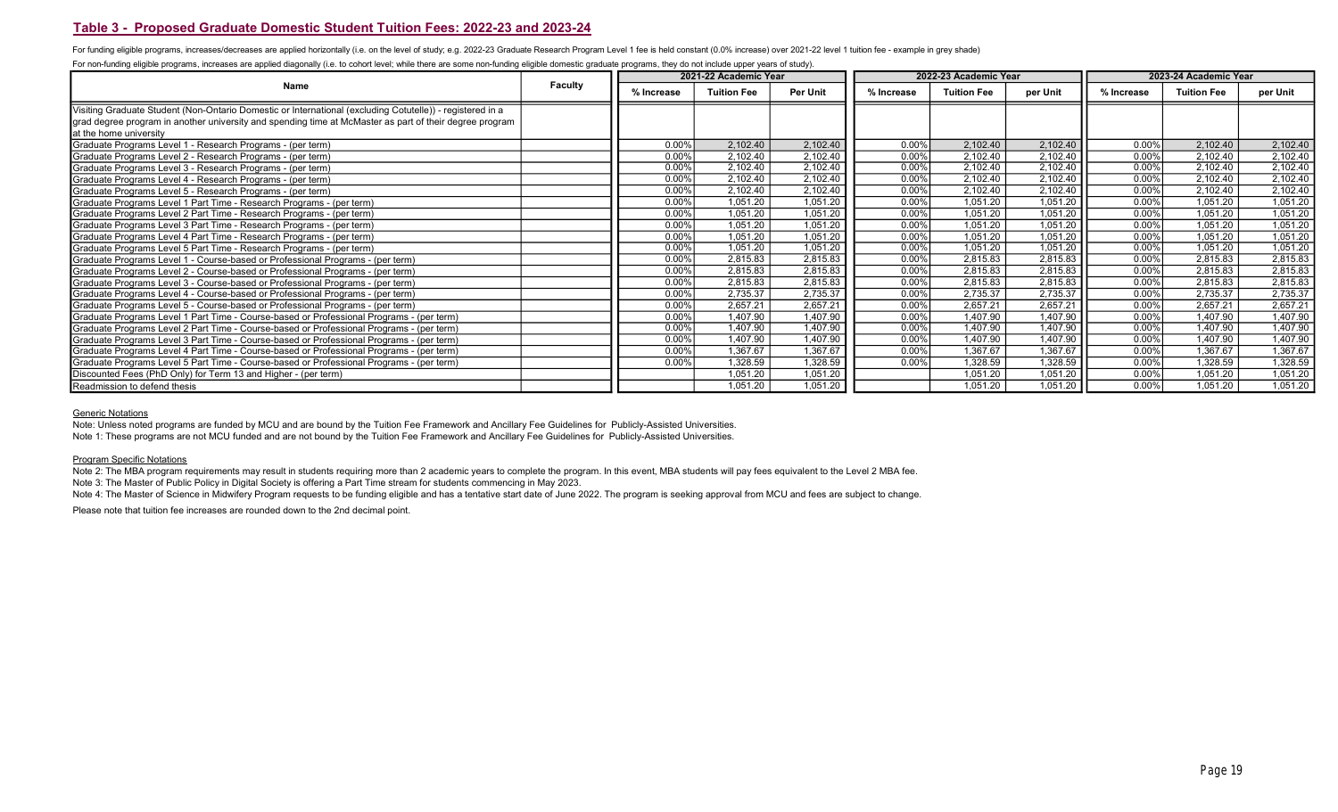## Table 3 - Proposed Graduate Domestic Student Tuition Fees: 2022-23 and 2023-24

For funding eligible programs, increases/decreases are applied horizontally (i.e. on the level of study; e.g. 2022-23 Graduate Research Program Level 1 fee is held constant (0.0% increase) over 2021-22 level 1 tuition fee - example in grey shade)

For non-funding eligible programs, increases are applied diagonally (i.e. to cohort level; while there are some non-funding eligible domestic graduate programs, they do not include upper years of study).

| Name | Faculty | 2021-22 Academic Year | | | 2022-23 Academic Year | | | 2023-24 Academic Year | | |
|---|---|---|---|---|---|---|---|---|---|---|
| | | % Increase | Tuition Fee | Per Unit | % Increase | Tuition Fee | per Unit | % Increase | Tuition Fee | per Unit |
| Visiting Graduate Student (Non-Ontario Domestic or International (excluding Cotutelle)) - registered in a grad degree program in another university and spending time at McMaster as part of their degree program at the home university | | | | | | | | | | |
| Graduate Programs Level 1 - Research Programs - (per term) | | 0.00% | 2,102.40 | 2,102.40 | 0.00% | 2,102.40 | 2,102.40 | 0.00% | 2,102.40 | 2,102.40 |
| Graduate Programs Level 2 - Research Programs - (per term) | | 0.00% | 2,102.40 | 2,102.40 | 0.00% | 2,102.40 | 2,102.40 | 0.00% | 2,102.40 | 2,102.40 |
| Graduate Programs Level 3 - Research Programs - (per term) | | 0.00% | 2,102.40 | 2,102.40 | 0.00% | 2,102.40 | 2,102.40 | 0.00% | 2,102.40 | 2,102.40 |
| Graduate Programs Level 4 - Research Programs - (per term) | | 0.00% | 2,102.40 | 2,102.40 | 0.00% | 2,102.40 | 2,102.40 | 0.00% | 2,102.40 | 2,102.40 |
| Graduate Programs Level 5 - Research Programs - (per term) | | 0.00% | 2,102.40 | 2,102.40 | 0.00% | 2,102.40 | 2,102.40 | 0.00% | 2,102.40 | 2,102.40 |
| Graduate Programs Level 1 Part Time - Research Programs - (per term) | | 0.00% | 1,051.20 | 1,051.20 | 0.00% | 1,051.20 | 1,051.20 | 0.00% | 1,051.20 | 1,051.20 |
| Graduate Programs Level 2 Part Time - Research Programs - (per term) | | 0.00% | 1,051.20 | 1,051.20 | 0.00% | 1,051.20 | 1,051.20 | 0.00% | 1,051.20 | 1,051.20 |
| Graduate Programs Level 3 Part Time - Research Programs - (per term) | | 0.00% | 1,051.20 | 1,051.20 | 0.00% | 1,051.20 | 1,051.20 | 0.00% | 1,051.20 | 1,051.20 |
| Graduate Programs Level 4 Part Time - Research Programs - (per term) | | 0.00% | 1,051.20 | 1,051.20 | 0.00% | 1,051.20 | 1,051.20 | 0.00% | 1,051.20 | 1,051.20 |
| Graduate Programs Level 5 Part Time - Research Programs - (per term) | | 0.00% | 1,051.20 | 1,051.20 | 0.00% | 1,051.20 | 1,051.20 | 0.00% | 1,051.20 | 1,051.20 |
| Graduate Programs Level 1 - Course-based or Professional Programs - (per term) | | 0.00% | 2,815.83 | 2,815.83 | 0.00% | 2,815.83 | 2,815.83 | 0.00% | 2,815.83 | 2,815.83 |
| Graduate Programs Level 2 - Course-based or Professional Programs - (per term) | | 0.00% | 2,815.83 | 2,815.83 | 0.00% | 2,815.83 | 2,815.83 | 0.00% | 2,815.83 | 2,815.83 |
| Graduate Programs Level 3 - Course-based or Professional Programs - (per term) | | 0.00% | 2,815.83 | 2,815.83 | 0.00% | 2,815.83 | 2,815.83 | 0.00% | 2,815.83 | 2,815.83 |
| Graduate Programs Level 4 - Course-based or Professional Programs - (per term) | | 0.00% | 2,735.37 | 2,735.37 | 0.00% | 2,735.37 | 2,735.37 | 0.00% | 2,735.37 | 2,735.37 |
| Graduate Programs Level 5 - Course-based or Professional Programs - (per term) | | 0.00% | 2,657.21 | 2,657.21 | 0.00% | 2,657.21 | 2,657.21 | 0.00% | 2,657.21 | 2,657.21 |
| Graduate Programs Level 1 Part Time - Course-based or Professional Programs - (per term) | | 0.00% | 1,407.90 | 1,407.90 | 0.00% | 1,407.90 | 1,407.90 | 0.00% | 1,407.90 | 1,407.90 |
| Graduate Programs Level 2 Part Time - Course-based or Professional Programs - (per term) | | 0.00% | 1,407.90 | 1,407.90 | 0.00% | 1,407.90 | 1,407.90 | 0.00% | 1,407.90 | 1,407.90 |
| Graduate Programs Level 3 Part Time - Course-based or Professional Programs - (per term) | | 0.00% | 1,407.90 | 1,407.90 | 0.00% | 1,407.90 | 1,407.90 | 0.00% | 1,407.90 | 1,407.90 |
| Graduate Programs Level 4 Part Time - Course-based or Professional Programs - (per term) | | 0.00% | 1,367.67 | 1,367.67 | 0.00% | 1,367.67 | 1,367.67 | 0.00% | 1,367.67 | 1,367.67 |
| Graduate Programs Level 5 Part Time - Course-based or Professional Programs - (per term) | | 0.00% | 1,328.59 | 1,328.59 | 0.00% | 1,328.59 | 1,328.59 | 0.00% | 1,328.59 | 1,328.59 |
| Discounted Fees (PhD Only) for Term 13 and Higher - (per term) | | | 1,051.20 | 1,051.20 | | 1,051.20 | 1,051.20 | 0.00% | 1,051.20 | 1,051.20 |
| Readmission to defend thesis | | | 1,051.20 | 1,051.20 | | 1,051.20 | 1,051.20 | 0.00% | 1,051.20 | 1,051.20 |

Generic Notations

Note: Unless noted programs are funded by MCU and are bound by the Tuition Fee Framework and Ancillary Fee Guidelines for Publicly-Assisted Universities.

Note 1: These programs are not MCU funded and are not bound by the Tuition Fee Framework and Ancillary Fee Guidelines for Publicly-Assisted Universities.

Program Specific Notations

Note 2: The MBA program requirements may result in students requiring more than 2 academic years to complete the program. In this event, MBA students will pay fees equivalent to the Level 2 MBA fee.

Note 3: The Master of Public Policy in Digital Society is offering a Part Time stream for students commencing in May 2023.

Note 4: The Master of Science in Midwifery Program requests to be funding eligible and has a tentative start date of June 2022. The program is seeking approval from MCU and fees are subject to change.

Please note that tuition fee increases are rounded down to the 2nd decimal point.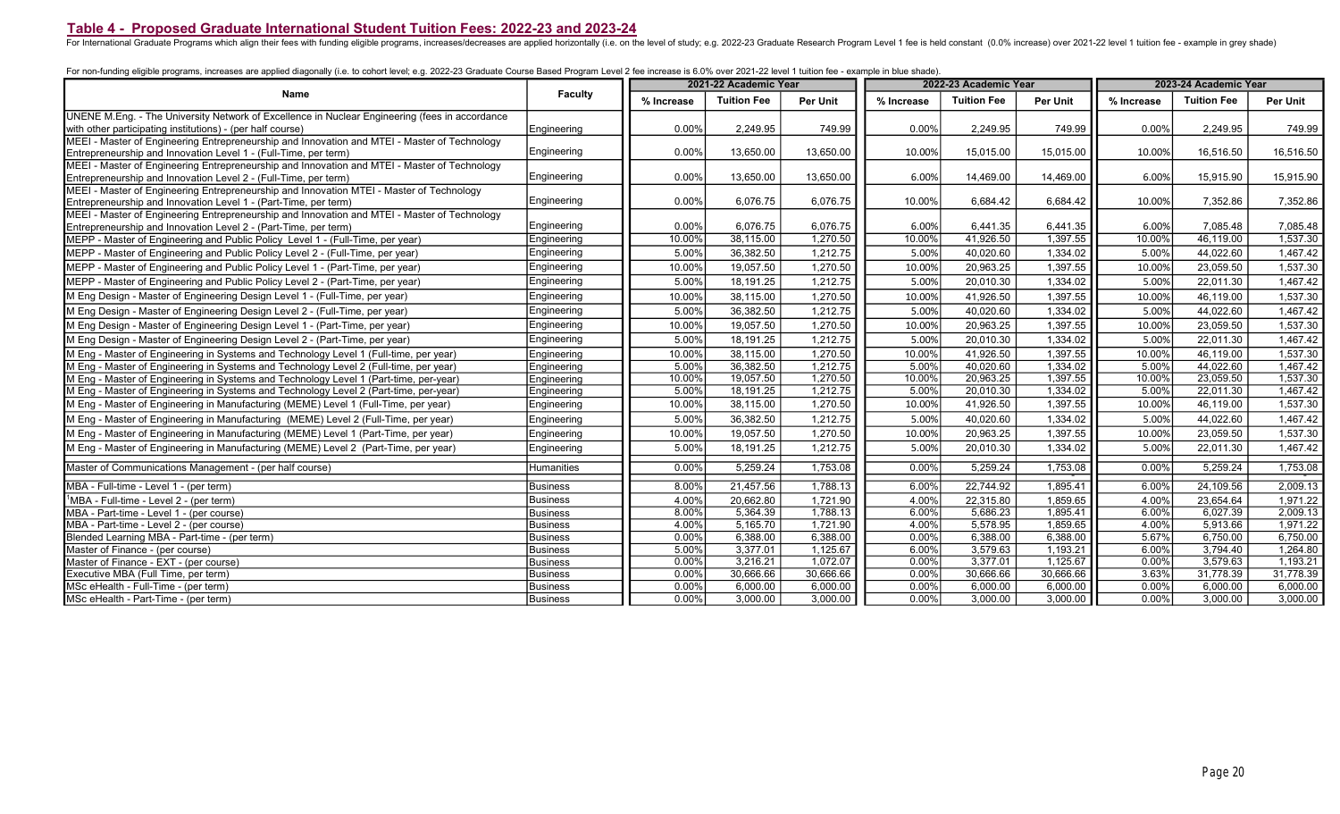## Table 4 - Proposed Graduate International Student Tuition Fees: 2022-23 and 2023-24

For International Graduate Programs which align their fees with funding eligible programs, increases/decreases are applied horizontally (i.e. on the level of study; e.g. 2022-23 Graduate Research Program Level 1 fee is held constant (0.0% increase) over 2021-22 level 1 tuition fee - example in grey shade)

For non-funding eligible programs, increases are applied diagonally (i.e. to cohort level; e.g. 2022-23 Graduate Course Based Program Level 2 fee increase is 6.0% over 2021-22 level 1 tuition fee - example in blue shade).

| Name | Faculty | 2021-22 Academic Year | | | 2022-23 Academic Year | | | 2023-24 Academic Year | | |
|---|---|---|---|---|---|---|---|---|---|---|
| | | % Increase | Tuition Fee | Per Unit | % Increase | Tuition Fee | Per Unit | % Increase | Tuition Fee | Per Unit |
| UNENE M.Eng. - The University Network of Excellence in Nuclear Engineering (fees in accordance with other participating institutions) - (per half course) | Engineering | 0.00% | 2,249.95 | 749.99 | 0.00% | 2,249.95 | 749.99 | 0.00% | 2,249.95 | 749.99 |
| MEEI - Master of Engineering Entrepreneurship and Innovation and MTEI - Master of Technology Entrepreneurship and Innovation Level 1 - (Full-Time, per term) | Engineering | 0.00% | 13,650.00 | 13,650.00 | 10.00% | 15,015.00 | 15,015.00 | 10.00% | 16,516.50 | 16,516.50 |
| MEEI - Master of Engineering Entrepreneurship and Innovation and MTEI - Master of Technology Entrepreneurship and Innovation Level 2 - (Full-Time, per term) | Engineering | 0.00% | 13,650.00 | 13,650.00 | 6.00% | 14,469.00 | 14,469.00 | 6.00% | 15,915.90 | 15,915.90 |
| MEEI - Master of Engineering Entrepreneurship and Innovation MTEI - Master of Technology Entrepreneurship and Innovation Level 1 - (Part-Time, per term) | Engineering | 0.00% | 6,076.75 | 6,076.75 | 10.00% | 6,684.42 | 6,684.42 | 10.00% | 7,352.86 | 7,352.86 |
| MEEI - Master of Engineering Entrepreneurship and Innovation MTEI - Master of Technology Entrepreneurship and Innovation Level 2 - (Part-Time, per term) | Engineering | 0.00% | 6,076.75 | 6,076.75 | 6.00% | 6,441.35 | 6,441.35 | 6.00% | 7,085.48 | 7,085.48 |
| MEPP - Master of Engineering and Public Policy Level 1 - (Full-Time, per year) | Engineering | 10.00% | 38,115.00 | 1,270.50 | 10.00% | 41,926.50 | 1,397.55 | 10.00% | 46,119.00 | 1,537.30 |
| MEPP - Master of Engineering and Public Policy Level 2 - (Full-Time, per year) | Engineering | 5.00% | 36,382.50 | 1,212.75 | 5.00% | 40,020.60 | 1,334.02 | 5.00% | 44,022.60 | 1,467.42 |
| MEPP - Master of Engineering and Public Policy Level 1 - (Part-Time, per year) | Engineering | 10.00% | 19,057.50 | 1,270.50 | 10.00% | 20,963.25 | 1,397.55 | 10.00% | 23,059.50 | 1,537.30 |
| MEPP - Master of Engineering and Public Policy Level 2 - (Part-Time, per year) | Engineering | 5.00% | 18,191.25 | 1,212.75 | 5.00% | 20,010.30 | 1,334.02 | 5.00% | 22,011.30 | 1,467.42 |
| M Eng Design - Master of Engineering Design Level 1 - (Full-Time, per year) | Engineering | 10.00% | 38,115.00 | 1,270.50 | 10.00% | 41,926.50 | 1,397.55 | 10.00% | 46,119.00 | 1,537.30 |
| M Eng Design - Master of Engineering Design Level 2 - (Full-Time, per year) | Engineering | 5.00% | 36,382.50 | 1,212.75 | 5.00% | 40,020.60 | 1,334.02 | 5.00% | 44,022.60 | 1,467.42 |
| M Eng Design - Master of Engineering Design Level 1 - (Part-Time, per year) | Engineering | 10.00% | 19,057.50 | 1,270.50 | 10.00% | 20,963.25 | 1,397.55 | 10.00% | 23,059.50 | 1,537.30 |
| M Eng Design - Master of Engineering Design Level 2 - (Part-Time, per year) | Engineering | 5.00% | 18,191.25 | 1,212.75 | 5.00% | 20,010.30 | 1,334.02 | 5.00% | 22,011.30 | 1,467.42 |
| M Eng - Master of Engineering in Systems and Technology Level 1 (Full-time, per year) | Engineering | 10.00% | 38,115.00 | 1,270.50 | 10.00% | 41,926.50 | 1,397.55 | 10.00% | 46,119.00 | 1,537.30 |
| M Eng - Master of Engineering in Systems and Technology Level 2 (Full-time, per year) | Engineering | 5.00% | 36,382.50 | 1,212.75 | 5.00% | 40,020.60 | 1,334.02 | 5.00% | 44,022.60 | 1,467.42 |
| M Eng - Master of Engineering in Systems and Technology Level 1 (Part-time, per-year) | Engineering | 10.00% | 19,057.50 | 1,270.50 | 10.00% | 20,963.25 | 1,397.55 | 10.00% | 23,059.50 | 1,537.30 |
| M Eng - Master of Engineering in Systems and Technology Level 2 (Part-time, per-year) | Engineering | 5.00% | 18,191.25 | 1,212.75 | 5.00% | 20,010.30 | 1,334.02 | 5.00% | 22,011.30 | 1,467.42 |
| M Eng - Master of Engineering in Manufacturing (MEME) Level 1 (Full-Time, per year) | Engineering | 10.00% | 38,115.00 | 1,270.50 | 10.00% | 41,926.50 | 1,397.55 | 10.00% | 46,119.00 | 1,537.30 |
| M Eng - Master of Engineering in Manufacturing (MEME) Level 2 (Full-Time, per year) | Engineering | 5.00% | 36,382.50 | 1,212.75 | 5.00% | 40,020.60 | 1,334.02 | 5.00% | 44,022.60 | 1,467.42 |
| M Eng - Master of Engineering in Manufacturing (MEME) Level 1 (Part-Time, per year) | Engineering | 10.00% | 19,057.50 | 1,270.50 | 10.00% | 20,963.25 | 1,397.55 | 10.00% | 23,059.50 | 1,537.30 |
| M Eng - Master of Engineering in Manufacturing (MEME) Level 2 (Part-Time, per year) | Engineering | 5.00% | 18,191.25 | 1,212.75 | 5.00% | 20,010.30 | 1,334.02 | 5.00% | 22,011.30 | 1,467.42 |
| Master of Communications Management - (per half course) | Humanities | 0.00% | 5,259.24 | 1,753.08 | 0.00% | 5,259.24 | 1,753.08 | 0.00% | 5,259.24 | 1,753.08 |
| MBA - Full-time - Level 1 - (per term) | Business | 8.00% | 21,457.56 | 1,788.13 | 6.00% | 22,744.92 | 1,895.41 | 6.00% | 24,109.56 | 2,009.13 |
| [1]MBA - Full-time - Level 2 - (per term) | Business | 4.00% | 20,662.80 | 1,721.90 | 4.00% | 22,315.80 | 1,859.65 | 4.00% | 23,654.64 | 1,971.22 |
| MBA - Part-time - Level 1 - (per course) | Business | 8.00% | 5,364.39 | 1,788.13 | 6.00% | 5,686.23 | 1,895.41 | 6.00% | 6,027.39 | 2,009.13 |
| MBA - Part-time - Level 2 - (per course) | Business | 4.00% | 5,165.70 | 1,721.90 | 4.00% | 5,578.95 | 1,859.65 | 4.00% | 5,913.66 | 1,971.22 |
| Blended Learning MBA - Part-time - (per term) | Business | 0.00% | 6,388.00 | 6,388.00 | 0.00% | 6,388.00 | 6,388.00 | 5.67% | 6,750.00 | 6,750.00 |
| Master of Finance - (per course) | Business | 5.00% | 3,377.01 | 1,125.67 | 6.00% | 3,579.63 | 1,193.21 | 6.00% | 3,794.40 | 1,264.80 |
| Master of Finance - EXT - (per course) | Business | 0.00% | 3,216.21 | 1,072.07 | 0.00% | 3,377.01 | 1,125.67 | 0.00% | 3,579.63 | 1,193.21 |
| Executive MBA (Full Time, per term) | Business | 0.00% | 30,666.66 | 30,666.66 | 0.00% | 30,666.66 | 30,666.66 | 3.63% | 31,778.39 | 31,778.39 |
| MSc eHealth - Full-Time - (per term) | Business | 0.00% | 6,000.00 | 6,000.00 | 0.00% | 6,000.00 | 6,000.00 | 0.00% | 6,000.00 | 6,000.00 |
| MSc eHealth - Part-Time - (per term) | Business | 0.00% | 3,000.00 | 3,000.00 | 0.00% | 3,000.00 | 3,000.00 | 0.00% | 3,000.00 | 3,000.00 |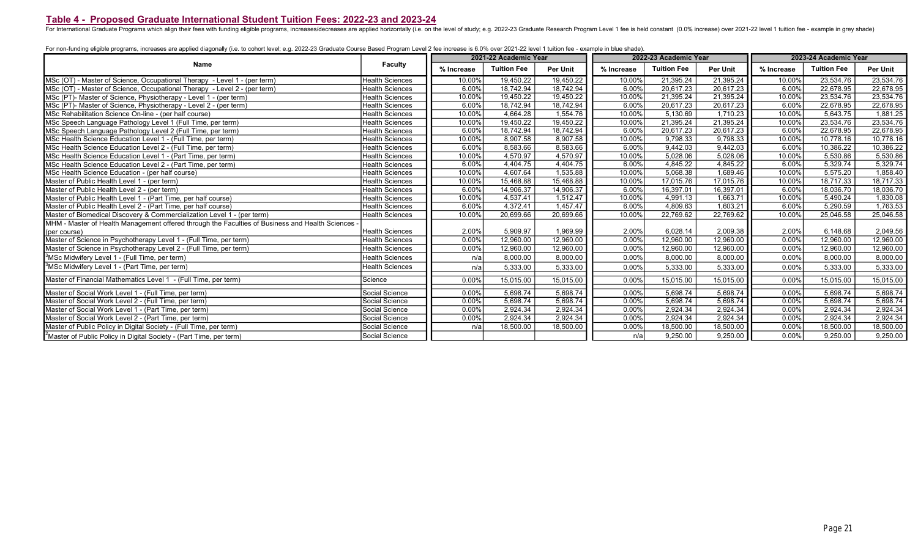## Table 4 - Proposed Graduate International Student Tuition Fees: 2022-23 and 2023-24

For International Graduate Programs which align their fees with funding eligible programs, increases/decreases are applied horizontally (i.e. on the level of study; e.g. 2022-23 Graduate Research Program Level 1 fee is held constant (0.0% increase) over 2021-22 level 1 tuition fee - example in grey shade)

For non-funding eligible programs, increases are applied diagonally (i.e. to cohort level; e.g. 2022-23 Graduate Course Based Program Level 2 fee increase is 6.0% over 2021-22 level 1 tuition fee - example in blue shade).

| Name | Faculty | 2021-22 Academic Year | | | 2022-23 Academic Year | | | 2023-24 Academic Year | | |
|---|---|---|---|---|---|---|---|---|---|---|
| | | % Increase | Tuition Fee | Per Unit | % Increase | Tuition Fee | Per Unit | % Increase | Tuition Fee | Per Unit |
| MSc (OT) - Master of Science, Occupational Therapy - Level 1 - (per term) | Health Sciences | 10.00% | 19,450.22 | 19,450.22 | 10.00% | 21,395.24 | 21,395.24 | 10.00% | 23,534.76 | 23,534.76 |
| MSc (OT) - Master of Science, Occupational Therapy - Level 2 - (per term) | Health Sciences | 6.00% | 18,742.94 | 18,742.94 | 6.00% | 20,617.23 | 20,617.23 | 6.00% | 22,678.95 | 22,678.95 |
| MSc (PT)- Master of Science, Physiotherapy - Level 1 - (per term) | Health Sciences | 10.00% | 19,450.22 | 19,450.22 | 10.00% | 21,395.24 | 21,395.24 | 10.00% | 23,534.76 | 23,534.76 |
| MSc (PT)- Master of Science, Physiotherapy - Level 2 - (per term) | Health Sciences | 6.00% | 18,742.94 | 18,742.94 | 6.00% | 20,617.23 | 20,617.23 | 6.00% | 22,678.95 | 22,678.95 |
| MSc Rehabilitation Science On-line - (per half course) | Health Sciences | 10.00% | 4,664.28 | 1,554.76 | 10.00% | 5,130.69 | 1,710.23 | 10.00% | 5,643.75 | 1,881.25 |
| MSc Speech Language Pathology Level 1 (Full Time, per term) | Health Sciences | 10.00% | 19,450.22 | 19,450.22 | 10.00% | 21,395.24 | 21,395.24 | 10.00% | 23,534.76 | 23,534.76 |
| MSc Speech Language Pathology Level 2 (Full Time, per term) | Health Sciences | 6.00% | 18,742.94 | 18,742.94 | 6.00% | 20,617.23 | 20,617.23 | 6.00% | 22,678.95 | 22,678.95 |
| MSc Health Science Education Level 1 - (Full Time, per term) | Health Sciences | 10.00% | 8,907.58 | 8,907.58 | 10.00% | 9,798.33 | 9,798.33 | 10.00% | 10,778.16 | 10,778.16 |
| MSc Health Science Education Level 2 - (Full Time, per term) | Health Sciences | 6.00% | 8,583.66 | 8,583.66 | 6.00% | 9,442.03 | 9,442.03 | 6.00% | 10,386.22 | 10,386.22 |
| MSc Health Science Education Level 1 - (Part Time, per term) | Health Sciences | 10.00% | 4,570.97 | 4,570.97 | 10.00% | 5,028.06 | 5,028.06 | 10.00% | 5,530.86 | 5,530.86 |
| MSc Health Science Education Level 2 - (Part Time, per term) | Health Sciences | 6.00% | 4,404.75 | 4,404.75 | 6.00% | 4,845.22 | 4,845.22 | 6.00% | 5,329.74 | 5,329.74 |
| MSc Health Science Education - (per half course) | Health Sciences | 10.00% | 4,607.64 | 1,535.88 | 10.00% | 5,068.38 | 1,689.46 | 10.00% | 5,575.20 | 1,858.40 |
| Master of Public Health Level 1 - (per term) | Health Sciences | 10.00% | 15,468.88 | 15,468.88 | 10.00% | 17,015.76 | 17,015.76 | 10.00% | 18,717.33 | 18,717.33 |
| Master of Public Health Level 2 - (per term) | Health Sciences | 6.00% | 14,906.37 | 14,906.37 | 6.00% | 16,397.01 | 16,397.01 | 6.00% | 18,036.70 | 18,036.70 |
| Master of Public Health Level 1 - (Part Time, per half course) | Health Sciences | 10.00% | 4,537.41 | 1,512.47 | 10.00% | 4,991.13 | 1,663.71 | 10.00% | 5,490.24 | 1,830.08 |
| Master of Public Health Level 2 - (Part Time, per half course) | Health Sciences | 6.00% | 4,372.41 | 1,457.47 | 6.00% | 4,809.63 | 1,603.21 | 6.00% | 5,290.59 | 1,763.53 |
| Master of Biomedical Discovery & Commercialization Level 1 - (per term) | Health Sciences | 10.00% | 20,699.66 | 20,699.66 | 10.00% | 22,769.62 | 22,769.62 | 10.00% | 25,046.58 | 25,046.58 |
| MHM - Master of Health Management offered through the Faculties of Business and Health Sciences - (per course) | Health Sciences | 2.00% | 5,909.97 | 1,969.99 | 2.00% | 6,028.14 | 2,009.38 | 2.00% | 6,148.68 | 2,049.56 |
| Master of Science in Psychotherapy Level 1 - (Full Time, per term) | Health Sciences | 0.00% | 12,960.00 | 12,960.00 | 0.00% | 12,960.00 | 12,960.00 | 0.00% | 12,960.00 | 12,960.00 |
| Master of Science in Psychotherapy Level 2 - (Full Time, per term) | Health Sciences | 0.00% | 12,960.00 | 12,960.00 | 0.00% | 12,960.00 | 12,960.00 | 0.00% | 12,960.00 | 12,960.00 |
| [3]MSc Midwifery Level 1 - (Full Time, per term) | Health Sciences | n/a | 8,000.00 | 8,000.00 | 0.00% | 8,000.00 | 8,000.00 | 0.00% | 8,000.00 | 8,000.00 |
| [3]MSc Midwifery Level 1 - (Part Time, per term) | Health Sciences | n/a | 5,333.00 | 5,333.00 | 0.00% | 5,333.00 | 5,333.00 | 0.00% | 5,333.00 | 5,333.00 |
| Master of Financial Mathematics Level 1 - (Full Time, per term) | Science | 0.00% | 15,015.00 | 15,015.00 | 0.00% | 15,015.00 | 15,015.00 | 0.00% | 15,015.00 | 15,015.00 |
| Master of Social Work Level 1 - (Full Time, per term) | Social Science | 0.00% | 5,698.74 | 5,698.74 | 0.00% | 5,698.74 | 5,698.74 | 0.00% | 5,698.74 | 5,698.74 |
| Master of Social Work Level 2 - (Full Time, per term) | Social Science | 0.00% | 5,698.74 | 5,698.74 | 0.00% | 5,698.74 | 5,698.74 | 0.00% | 5,698.74 | 5,698.74 |
| Master of Social Work Level 1 - (Part Time, per term) | Social Science | 0.00% | 2,924.34 | 2,924.34 | 0.00% | 2,924.34 | 2,924.34 | 0.00% | 2,924.34 | 2,924.34 |
| Master of Social Work Level 2 - (Part Time, per term) | Social Science | 0.00% | 2,924.34 | 2,924.34 | 0.00% | 2,924.34 | 2,924.34 | 0.00% | 2,924.34 | 2,924.34 |
| Master of Public Policy in Digital Society - (Full Time, per term) | Social Science | n/a | 18,500.00 | 18,500.00 | 0.00% | 18,500.00 | 18,500.00 | 0.00% | 18,500.00 | 18,500.00 |
| [2]Master of Public Policy in Digital Society - (Part Time, per term) | Social Science | | | | n/a | 9,250.00 | 9,250.00 | 0.00% | 9,250.00 | 9,250.00 |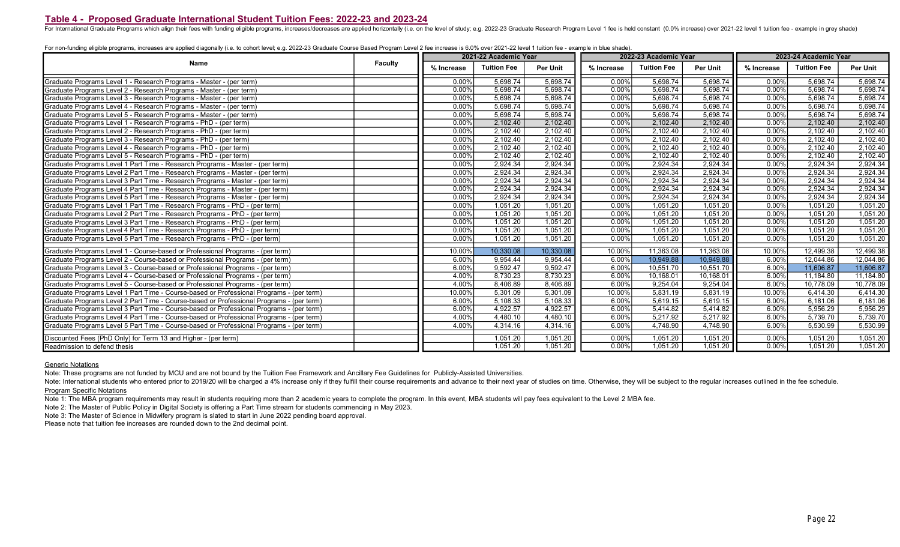## Table 4 - Proposed Graduate International Student Tuition Fees: 2022-23 and 2023-24

For International Graduate Programs which align their fees with funding eligible programs, increases/decreases are applied horizontally (i.e. on the level of study; e.g. 2022-23 Graduate Research Program Level 1 fee is held constant (0.0% increase) over 2021-22 level 1 tuition fee - example in grey shade)

For non-funding eligible programs, increases are applied diagonally (i.e. to cohort level; e.g. 2022-23 Graduate Course Based Program Level 2 fee increase is 6.0% over 2021-22 level 1 tuition fee - example in blue shade).

| Name | Faculty | 2021-22 Academic Year | | | 2022-23 Academic Year | | | 2023-24 Academic Year | | |
|---|---|---|---|---|---|---|---|---|---|---|
| | | % Increase | Tuition Fee | Per Unit | % Increase | Tuition Fee | Per Unit | % Increase | Tuition Fee | Per Unit |
| Graduate Programs Level 1 - Research Programs - Master - (per term) | | 0.00% | 5,698.74 | 5,698.74 | 0.00% | 5,698.74 | 5,698.74 | 0.00% | 5,698.74 | 5,698.74 |
| Graduate Programs Level 2 - Research Programs - Master - (per term) | | 0.00% | 5,698.74 | 5,698.74 | 0.00% | 5,698.74 | 5,698.74 | 0.00% | 5,698.74 | 5,698.74 |
| Graduate Programs Level 3 - Research Programs - Master - (per term) | | 0.00% | 5,698.74 | 5,698.74 | 0.00% | 5,698.74 | 5,698.74 | 0.00% | 5,698.74 | 5,698.74 |
| Graduate Programs Level 4 - Research Programs - Master - (per term) | | 0.00% | 5,698.74 | 5,698.74 | 0.00% | 5,698.74 | 5,698.74 | 0.00% | 5,698.74 | 5,698.74 |
| Graduate Programs Level 5 - Research Programs - Master - (per term) | | 0.00% | 5,698.74 | 5,698.74 | 0.00% | 5,698.74 | 5,698.74 | 0.00% | 5,698.74 | 5,698.74 |
| Graduate Programs Level 1 - Research Programs - PhD - (per term) | | 0.00% | 2,102.40 | 2,102.40 | 0.00% | 2,102.40 | 2,102.40 | 0.00% | 2,102.40 | 2,102.40 |
| Graduate Programs Level 2 - Research Programs - PhD - (per term) | | 0.00% | 2,102.40 | 2,102.40 | 0.00% | 2,102.40 | 2,102.40 | 0.00% | 2,102.40 | 2,102.40 |
| Graduate Programs Level 3 - Research Programs - PhD - (per term) | | 0.00% | 2,102.40 | 2,102.40 | 0.00% | 2,102.40 | 2,102.40 | 0.00% | 2,102.40 | 2,102.40 |
| Graduate Programs Level 4 - Research Programs - PhD - (per term) | | 0.00% | 2,102.40 | 2,102.40 | 0.00% | 2,102.40 | 2,102.40 | 0.00% | 2,102.40 | 2,102.40 |
| Graduate Programs Level 5 - Research Programs - PhD - (per term) | | 0.00% | 2,102.40 | 2,102.40 | 0.00% | 2,102.40 | 2,102.40 | 0.00% | 2,102.40 | 2,102.40 |
| Graduate Programs Level 1 Part Time - Research Programs - Master - (per term) | | 0.00% | 2,924.34 | 2,924.34 | 0.00% | 2,924.34 | 2,924.34 | 0.00% | 2,924.34 | 2,924.34 |
| Graduate Programs Level 2 Part Time - Research Programs - Master - (per term) | | 0.00% | 2,924.34 | 2,924.34 | 0.00% | 2,924.34 | 2,924.34 | 0.00% | 2,924.34 | 2,924.34 |
| Graduate Programs Level 3 Part Time - Research Programs - Master - (per term) | | 0.00% | 2,924.34 | 2,924.34 | 0.00% | 2,924.34 | 2,924.34 | 0.00% | 2,924.34 | 2,924.34 |
| Graduate Programs Level 4 Part Time - Research Programs - Master - (per term) | | 0.00% | 2,924.34 | 2,924.34 | 0.00% | 2,924.34 | 2,924.34 | 0.00% | 2,924.34 | 2,924.34 |
| Graduate Programs Level 5 Part Time - Research Programs - Master - (per term) | | 0.00% | 2,924.34 | 2,924.34 | 0.00% | 2,924.34 | 2,924.34 | 0.00% | 2,924.34 | 2,924.34 |
| Graduate Programs Level 1 Part Time - Research Programs - PhD - (per term) | | 0.00% | 1,051.20 | 1,051.20 | 0.00% | 1,051.20 | 1,051.20 | 0.00% | 1,051.20 | 1,051.20 |
| Graduate Programs Level 2 Part Time - Research Programs - PhD - (per term) | | 0.00% | 1,051.20 | 1,051.20 | 0.00% | 1,051.20 | 1,051.20 | 0.00% | 1,051.20 | 1,051.20 |
| Graduate Programs Level 3 Part Time - Research Programs - PhD - (per term) | | 0.00% | 1,051.20 | 1,051.20 | 0.00% | 1,051.20 | 1,051.20 | 0.00% | 1,051.20 | 1,051.20 |
| Graduate Programs Level 4 Part Time - Research Programs - PhD - (per term) | | 0.00% | 1,051.20 | 1,051.20 | 0.00% | 1,051.20 | 1,051.20 | 0.00% | 1,051.20 | 1,051.20 |
| Graduate Programs Level 5 Part Time - Research Programs - PhD - (per term) | | 0.00% | 1,051.20 | 1,051.20 | 0.00% | 1,051.20 | 1,051.20 | 0.00% | 1,051.20 | 1,051.20 |
| Graduate Programs Level 1 - Course-based or Professional Programs - (per term) | | 10.00% | 10,330.08 | 10,330.08 | 10.00% | 11,363.08 | 11,363.08 | 10.00% | 12,499.38 | 12,499.38 |
| Graduate Programs Level 2 - Course-based or Professional Programs - (per term) | | 6.00% | 9,954.44 | 9,954.44 | 6.00% | 10,949.88 | 10,949.88 | 6.00% | 12,044.86 | 12,044.86 |
| Graduate Programs Level 3 - Course-based or Professional Programs - (per term) | | 6.00% | 9,592.47 | 9,592.47 | 6.00% | 10,551.70 | 10,551.70 | 6.00% | 11,606.87 | 11,606.87 |
| Graduate Programs Level 4 - Course-based or Professional Programs - (per term) | | 4.00% | 8,730.23 | 8,730.23 | 6.00% | 10,168.01 | 10,168.01 | 6.00% | 11,184.80 | 11,184.80 |
| Graduate Programs Level 5 - Course-based or Professional Programs - (per term) | | 4.00% | 8,406.89 | 8,406.89 | 6.00% | 9,254.04 | 9,254.04 | 6.00% | 10,778.09 | 10,778.09 |
| Graduate Programs Level 1 Part Time - Course-based or Professional Programs - (per term) | | 10.00% | 5,301.09 | 5,301.09 | 10.00% | 5,831.19 | 5,831.19 | 10.00% | 6,414.30 | 6,414.30 |
| Graduate Programs Level 2 Part Time - Course-based or Professional Programs - (per term) | | 6.00% | 5,108.33 | 5,108.33 | 6.00% | 5,619.15 | 5,619.15 | 6.00% | 6,181.06 | 6,181.06 |
| Graduate Programs Level 3 Part Time - Course-based or Professional Programs - (per term) | | 6.00% | 4,922.57 | 4,922.57 | 6.00% | 5,414.82 | 5,414.82 | 6.00% | 5,956.29 | 5,956.29 |
| Graduate Programs Level 4 Part Time - Course-based or Professional Programs - (per term) | | 4.00% | 4,480.10 | 4,480.10 | 6.00% | 5,217.92 | 5,217.92 | 6.00% | 5,739.70 | 5,739.70 |
| Graduate Programs Level 5 Part Time - Course-based or Professional Programs - (per term) | | 4.00% | 4,314.16 | 4,314.16 | 6.00% | 4,748.90 | 4,748.90 | 6.00% | 5,530.99 | 5,530.99 |
| Discounted Fees (PhD Only) for Term 13 and Higher - (per term) | | | 1,051.20 | 1,051.20 | 0.00% | 1,051.20 | 1,051.20 | 0.00% | 1,051.20 | 1,051.20 |
| Readmission to defend thesis | | | 1,051.20 | 1,051.20 | 0.00% | 1,051.20 | 1,051.20 | 0.00% | 1,051.20 | 1,051.20 |

Generic Notations

Note: These programs are not funded by MCU and are not bound by the Tuition Fee Framework and Ancillary Fee Guidelines for Publicly-Assisted Universities.

Note: International students who entered prior to 2019/20 will be charged a 4% increase only if they fulfill their course requirements and advance to their next year of studies on time. Otherwise, they will be subject to the regular increases outlined in the fee schedule.

Program Specific Notations

Note 1: The MBA program requirements may result in students requiring more than 2 academic years to complete the program. In this event, MBA students will pay fees equivalent to the Level 2 MBA fee.

Note 2: The Master of Public Policy in Digital Society is offering a Part Time stream for students commencing in May 2023.

Note 3: The Master of Science in Midwifery program is slated to start in June 2022 pending board approval.

Please note that tuition fee increases are rounded down to the 2nd decimal point.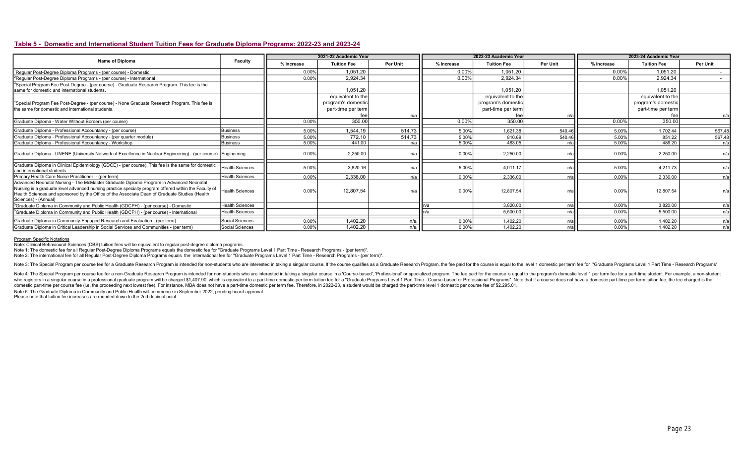## Table 5 - Domestic and International Student Tuition Fees for Graduate Diploma Programs: 2022-23 and 2023-24

| Name of Diploma | Faculty | 2021-22 Academic Year | | | 2022-23 Academic Year | | | 2023-24 Academic Year | | |
|---|---|---|---|---|---|---|---|---|---|---|
| | | % Increase | Tuition Fee | Per Unit | % Increase | Tuition Fee | Per Unit | % Increase | Tuition Fee | Per Unit |
| [1]Regular Post-Degree Diploma Programs - (per course) - Domestic | | 0.00% | 1,051.20 | | 0.00% | 1,051.20 | | 0.00% | 1,051.20 | - |
| [2]Regular Post-Degree Diploma Programs - (per course) - International | | 0.00% | 2,924.34 | | 0.00% | 2,924.34 | | 0.00% | 2,924.34 | - |
| [3]Special Program Fee Post-Degree - (per course) - Graduate Research Program. This fee is the same for domestic and international students. | | | 1,051.20 | | | 1,051.20 | | | 1,051.20 | |
| [4]Special Program Fee Post-Degree - (per course) - None Graduate Research Program. This fee is the same for domestic and international students. | | | equivalent to the program's domestic part-time per term fee | n/a | | equivalent to the program's domestic part-time per term fee | n/a | | equivalent to the program's domestic part-time per term fee | n/a |
| Graduate Diploma - Water Without Borders (per course) | | 0.00% | 350.00 | | 0.00% | 350.00 | | 0.00% | 350.00 | |
| Graduate Diploma - Professional Accountancy - (per course) | Business | 5.00% | 1,544.19 | 514.73 | 5.00% | 1,621.38 | 540.46 | 5.00% | 1,702.44 | 567.48 |
| Graduate Diploma - Professional Accountancy - (per quarter module) | Business | 5.00% | 772.10 | 514.73 | 5.00% | 810.69 | 540.46 | 5.00% | 851.22 | 567.48 |
| Graduate Diploma - Professional Accountancy - Workshop | Business | 5.00% | 441.00 | n/a | 5.00% | 463.05 | n/a | 5.00% | 486.20 | n/a |
| Graduate Diploma - UNENE (University Network of Excellence in Nuclear Engineering) - (per course) | Engineering | 0.00% | 2,250.00 | n/a | 0.00% | 2,250.00 | n/a | 0.00% | 2,250.00 | n/a |
| Graduate Diploma in Clinical Epidemiology (GDCE) - (per course). This fee is the same for domestic and international students. | Health Sciences | 5.00% | 3,820.16 | n/a | 5.00% | 4,011.17 | n/a | 5.00% | 4,211.73 | n/a |
| Primary Health Care Nurse Practitioner - (per term) | Health Sciences | 0.00% | 2,336.00 | n/a | 0.00% | 2,336.00 | n/a | 0.00% | 2,336.00 | n/a |
| Advanced Neonatal Nursing - The McMaster Graduate Diploma Program in Advanced Neonatal Nursing is a graduate level advanced nursing practice specialty program offered within the Faculty of Health Sciences and sponsored by the Office of the Associate Dean of Graduate Studies (Health Sciences) - (Annual) | Health Sciences | 0.00% | 12,807.54 | n/a | 0.00% | 12,807.54 | n/a | 0.00% | 12,807.54 | n/a |
| [5]Graduate Diploma in Community and Public Health (GDCPH) - (per course) - Domestic | Health Sciences | | | | n/a | 3,820.00 | n/a | 0.00% | 3,820.00 | n/a |
| [5]Graduate Diploma in Community and Public Health (GDCPH) - (per course) - International | Health Sciences | | | | n/a | 5,500.00 | n/a | 0.00% | 5,500.00 | n/a |
| Graduate Diploma in Community-Engaged Research and Evaluation - (per term) | Social Sciences | 0.00% | 1,402.20 | n/a | 0.00% | 1,402.20 | n/a | 0.00% | 1,402.20 | n/a |
| Graduate Diploma in Critical Leadership in Social Services and Communities - (per term) | Social Sciences | 0.00% | 1,402.20 | n/a | 0.00% | 1,402.20 | n/a | 0.00% | 1,402.20 | n/a |

Program Specific Notations

Note: Clinical Behavioural Sciences (CBS) tuition fees will be equivalent to regular post-degree diploma programs.

Note 1: The domestic fee for all Regular Post-Degree Diploma Programs equals the domestic fee for "Graduate Programs Level 1 Part Time - Research Programs - (per term)".

Note 2: The international fee for all Regular Post-Degree Diploma Programs equals the international fee for "Graduate Programs Level 1 Part Time - Research Programs - (per term)".

Note 3: The Special Program per course fee for a Graduate Research Program is intended for non-students who are interested in taking a singular course. If the course qualifies as a Graduate Research Program, the fee paid for the course is equal to the level 1 domestic per term fee for "Graduate Programs Level 1 Part Time - Research Programs"

Note 4: The Special Program per course fee for a non-Graduate Research Program is intended for non-students who are interested in taking a singular course in a 'Course-based', 'Professional' or specialized program. The fee paid for the course is equal to the program's domestic level 1 per term fee for a part-time student. For example, a non-student who registers in a singular course in a professional graduate program will be charged $1,407.90, which is equivalent to a part-time domestic per term tuition fee for a "Graduate Programs Level 1 Part Time - Course-based or Professional Programs". Note that If a course does not have a domestic part-time per term tuition fee, the fee charged is the domestic part-time per course fee (i.e. the proceeding next lowest fee). For instance, MBA does not have a part-time domestic per term fee. Therefore, in 2022-23, a student would be charged the part-time level 1 domestic per course fee of $2,295.01.

Note 5: The Graduate Diploma in Community and Public Health will commence in September 2022, pending board approval.

Please note that tuition fee increases are rounded down to the 2nd decimal point.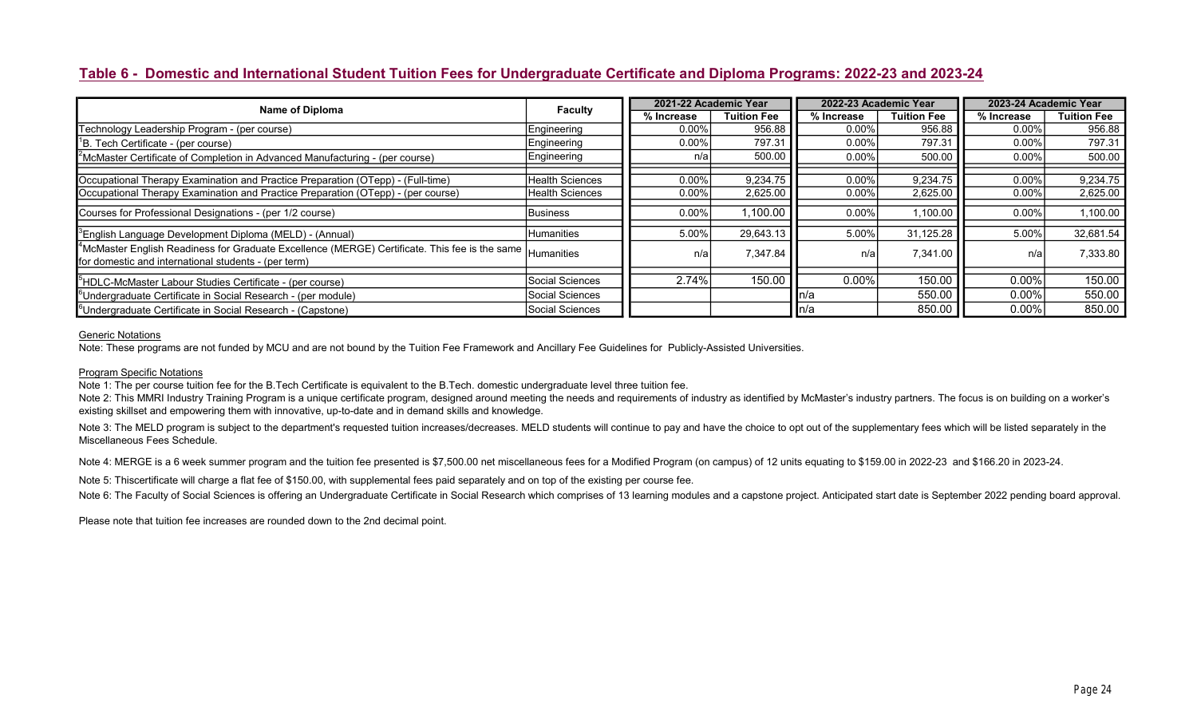## Table 6 - Domestic and International Student Tuition Fees for Undergraduate Certificate and Diploma Programs: 2022-23 and 2023-24

| Name of Diploma | Faculty | 2021-22 Academic Year | | 2022-23 Academic Year | | 2023-24 Academic Year | |
|---|---|---|---|---|---|---|---|
| | | % Increase | Tuition Fee | % Increase | Tuition Fee | % Increase | Tuition Fee |
| Technology Leadership Program - (per course) | Engineering | 0.00% | 956.88 | 0.00% | 956.88 | 0.00% | 956.88 |
| [1]B. Tech Certificate - (per course) | Engineering | 0.00% | 797.31 | 0.00% | 797.31 | 0.00% | 797.31 |
| [2]McMaster Certificate of Completion in Advanced Manufacturing - (per course) | Engineering | n/a | 500.00 | 0.00% | 500.00 | 0.00% | 500.00 |
| Occupational Therapy Examination and Practice Preparation (OTepp) - (Full-time) | Health Sciences | 0.00% | 9,234.75 | 0.00% | 9,234.75 | 0.00% | 9,234.75 |
| Occupational Therapy Examination and Practice Preparation (OTepp) - (per course) | Health Sciences | 0.00% | 2,625.00 | 0.00% | 2,625.00 | 0.00% | 2,625.00 |
| Courses for Professional Designations - (per 1/2 course) | Business | 0.00% | 1,100.00 | 0.00% | 1,100.00 | 0.00% | 1,100.00 |
| [3]English Language Development Diploma (MELD) - (Annual) | Humanities | 5.00% | 29,643.13 | 5.00% | 31,125.28 | 5.00% | 32,681.54 |
| [4]McMaster English Readiness for Graduate Excellence (MERGE) Certificate. This fee is the same for domestic and international students - (per term) | Humanities | n/a | 7,347.84 | n/a | 7,341.00 | n/a | 7,333.80 |
| [5]HDLC-McMaster Labour Studies Certificate - (per course) | Social Sciences | 2.74% | 150.00 | 0.00% | 150.00 | 0.00% | 150.00 |
| [6]Undergraduate Certificate in Social Research - (per module) | Social Sciences | | | n/a | 550.00 | 0.00% | 550.00 |
| [6]Undergraduate Certificate in Social Research - (Capstone) | Social Sciences | | | n/a | 850.00 | 0.00% | 850.00 |

Generic Notations

Note: These programs are not funded by MCU and are not bound by the Tuition Fee Framework and Ancillary Fee Guidelines for Publicly-Assisted Universities.

Program Specific Notations

Note 1: The per course tuition fee for the B.Tech Certificate is equivalent to the B.Tech. domestic undergraduate level three tuition fee.

Note 2: This MMRI Industry Training Program is a unique certificate program, designed around meeting the needs and requirements of industry as identified by McMaster's industry partners. The focus is on building on a worker's existing skillset and empowering them with innovative, up-to-date and in demand skills and knowledge.

Note 3: The MELD program is subject to the department's requested tuition increases/decreases. MELD students will continue to pay and have the choice to opt out of the supplementary fees which will be listed separately in the Miscellaneous Fees Schedule.

Note 4: MERGE is a 6 week summer program and the tuition fee presented is $7,500.00 net miscellaneous fees for a Modified Program (on campus) of 12 units equating to $159.00 in 2022-23 and $166.20 in 2023-24.

Note 5: Thiscertificate will charge a flat fee of $150.00, with supplemental fees paid separately and on top of the existing per course fee.

Note 6: The Faculty of Social Sciences is offering an Undergraduate Certificate in Social Research which comprises of 13 learning modules and a capstone project. Anticipated start date is September 2022 pending board approval.

Please note that tuition fee increases are rounded down to the 2nd decimal point.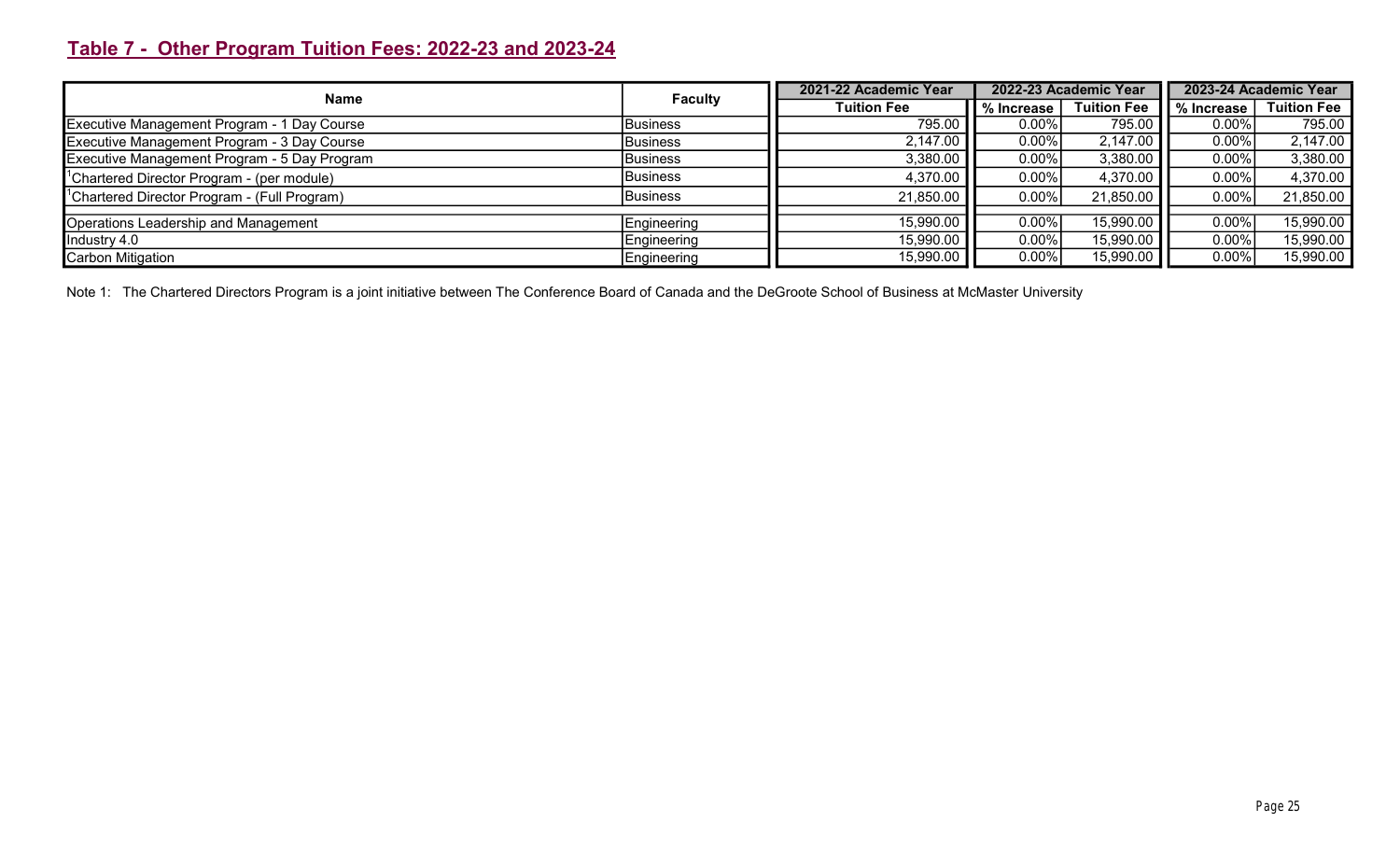## Table 7 - Other Program Tuition Fees: 2022-23 and 2023-24

| Name | Faculty | 2021-22 Academic Year | 2022-23 Academic Year | | 2023-24 Academic Year | |
|---|---|---|---|---|---|---|
| | | Tuition Fee | % Increase | Tuition Fee | % Increase | Tuition Fee |
| Executive Management Program - 1 Day Course | Business | 795.00 | 0.00% | 795.00 | 0.00% | 795.00 |
| Executive Management Program - 3 Day Course | Business | 2,147.00 | 0.00% | 2,147.00 | 0.00% | 2,147.00 |
| Executive Management Program - 5 Day Program | Business | 3,380.00 | 0.00% | 3,380.00 | 0.00% | 3,380.00 |
| [1]Chartered Director Program - (per module) | Business | 4,370.00 | 0.00% | 4,370.00 | 0.00% | 4,370.00 |
| [1]Chartered Director Program - (Full Program) | Business | 21,850.00 | 0.00% | 21,850.00 | 0.00% | 21,850.00 |
| Operations Leadership and Management | Engineering | 15,990.00 | 0.00% | 15,990.00 | 0.00% | 15,990.00 |
| Industry 4.0 | Engineering | 15,990.00 | 0.00% | 15,990.00 | 0.00% | 15,990.00 |
| Carbon Mitigation | Engineering | 15,990.00 | 0.00% | 15,990.00 | 0.00% | 15,990.00 |

Note 1: The Chartered Directors Program is a joint initiative between The Conference Board of Canada and the DeGroote School of Business at McMaster University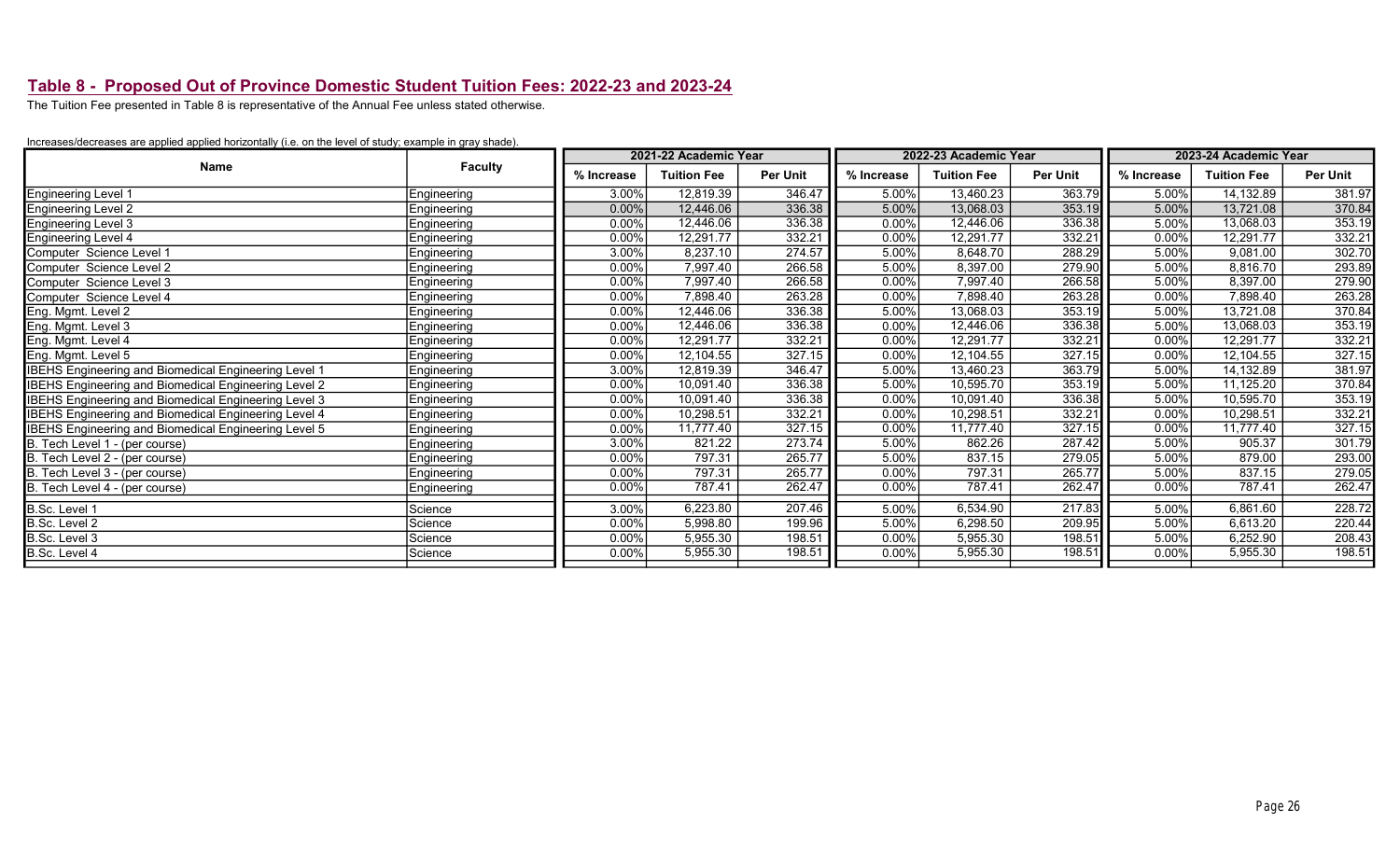## Table 8 - Proposed Out of Province Domestic Student Tuition Fees: 2022-23 and 2023-24

The Tuition Fee presented in Table 8 is representative of the Annual Fee unless stated otherwise.

Increases/decreases are applied applied horizontally (i.e. on the level of study; example in gray shade).

| Name | Faculty | 2021-22 Academic Year | | | 2022-23 Academic Year | | | 2023-24 Academic Year | | |
|---|---|---|---|---|---|---|---|---|---|---|
| | | % Increase | Tuition Fee | Per Unit | % Increase | Tuition Fee | Per Unit | % Increase | Tuition Fee | Per Unit |
| Engineering Level 1 | Engineering | 3.00% | 12,819.39 | 346.47 | 5.00% | 13,460.23 | 363.79 | 5.00% | 14,132.89 | 381.97 |
| Engineering Level 2 | Engineering | 0.00% | 12,446.06 | 336.38 | 5.00% | 13,068.03 | 353.19 | 5.00% | 13,721.08 | 370.84 |
| Engineering Level 3 | Engineering | 0.00% | 12,446.06 | 336.38 | 0.00% | 12,446.06 | 336.38 | 5.00% | 13,068.03 | 353.19 |
| Engineering Level 4 | Engineering | 0.00% | 12,291.77 | 332.21 | 0.00% | 12,291.77 | 332.21 | 0.00% | 12,291.77 | 332.21 |
| Computer Science Level 1 | Engineering | 3.00% | 8,237.10 | 274.57 | 5.00% | 8,648.70 | 288.29 | 5.00% | 9,081.00 | 302.70 |
| Computer Science Level 2 | Engineering | 0.00% | 7,997.40 | 266.58 | 5.00% | 8,397.00 | 279.90 | 5.00% | 8,816.70 | 293.89 |
| Computer Science Level 3 | Engineering | 0.00% | 7,997.40 | 266.58 | 0.00% | 7,997.40 | 266.58 | 5.00% | 8,397.00 | 279.90 |
| Computer Science Level 4 | Engineering | 0.00% | 7,898.40 | 263.28 | 0.00% | 7,898.40 | 263.28 | 0.00% | 7,898.40 | 263.28 |
| Eng. Mgmt. Level 2 | Engineering | 0.00% | 12,446.06 | 336.38 | 5.00% | 13,068.03 | 353.19 | 5.00% | 13,721.08 | 370.84 |
| Eng. Mgmt. Level 3 | Engineering | 0.00% | 12,446.06 | 336.38 | 0.00% | 12,446.06 | 336.38 | 5.00% | 13,068.03 | 353.19 |
| Eng. Mgmt. Level 4 | Engineering | 0.00% | 12,291.77 | 332.21 | 0.00% | 12,291.77 | 332.21 | 0.00% | 12,291.77 | 332.21 |
| Eng. Mgmt. Level 5 | Engineering | 0.00% | 12,104.55 | 327.15 | 0.00% | 12,104.55 | 327.15 | 0.00% | 12,104.55 | 327.15 |
| IBEHS Engineering and Biomedical Engineering Level 1 | Engineering | 3.00% | 12,819.39 | 346.47 | 5.00% | 13,460.23 | 363.79 | 5.00% | 14,132.89 | 381.97 |
| IBEHS Engineering and Biomedical Engineering Level 2 | Engineering | 0.00% | 10,091.40 | 336.38 | 5.00% | 10,595.70 | 353.19 | 5.00% | 11,125.20 | 370.84 |
| IBEHS Engineering and Biomedical Engineering Level 3 | Engineering | 0.00% | 10,091.40 | 336.38 | 0.00% | 10,091.40 | 336.38 | 5.00% | 10,595.70 | 353.19 |
| IBEHS Engineering and Biomedical Engineering Level 4 | Engineering | 0.00% | 10,298.51 | 332.21 | 0.00% | 10,298.51 | 332.21 | 0.00% | 10,298.51 | 332.21 |
| IBEHS Engineering and Biomedical Engineering Level 5 | Engineering | 0.00% | 11,777.40 | 327.15 | 0.00% | 11,777.40 | 327.15 | 0.00% | 11,777.40 | 327.15 |
| B. Tech Level 1 - (per course) | Engineering | 3.00% | 821.22 | 273.74 | 5.00% | 862.26 | 287.42 | 5.00% | 905.37 | 301.79 |
| B. Tech Level 2 - (per course) | Engineering | 0.00% | 797.31 | 265.77 | 5.00% | 837.15 | 279.05 | 5.00% | 879.00 | 293.00 |
| B. Tech Level 3 - (per course) | Engineering | 0.00% | 797.31 | 265.77 | 0.00% | 797.31 | 265.77 | 5.00% | 837.15 | 279.05 |
| B. Tech Level 4 - (per course) | Engineering | 0.00% | 787.41 | 262.47 | 0.00% | 787.41 | 262.47 | 0.00% | 787.41 | 262.47 |
| B.Sc. Level 1 | Science | 3.00% | 6,223.80 | 207.46 | 5.00% | 6,534.90 | 217.83 | 5.00% | 6,861.60 | 228.72 |
| B.Sc. Level 2 | Science | 0.00% | 5,998.80 | 199.96 | 5.00% | 6,298.50 | 209.95 | 5.00% | 6,613.20 | 220.44 |
| B.Sc. Level 3 | Science | 0.00% | 5,955.30 | 198.51 | 0.00% | 5,955.30 | 198.51 | 5.00% | 6,252.90 | 208.43 |
| B.Sc. Level 4 | Science | 0.00% | 5,955.30 | 198.51 | 0.00% | 5,955.30 | 198.51 | 0.00% | 5,955.30 | 198.51 |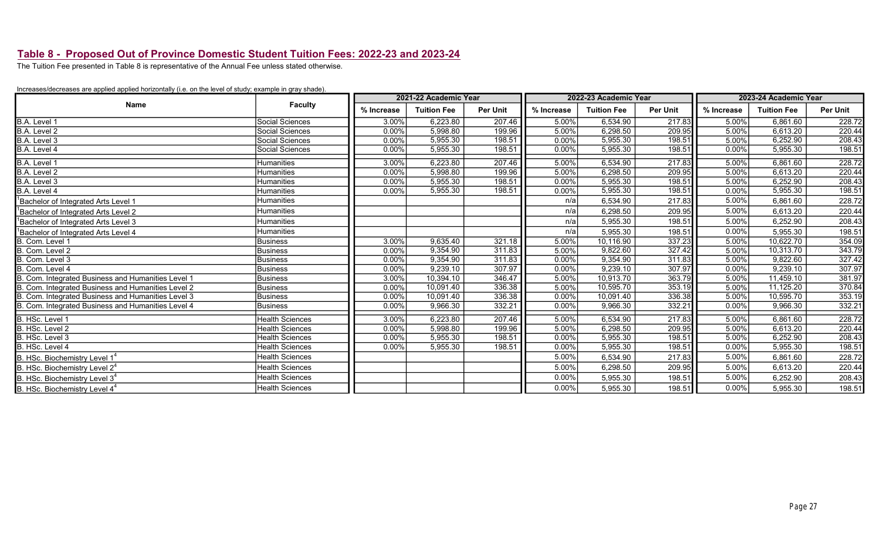## Table 8 - Proposed Out of Province Domestic Student Tuition Fees: 2022-23 and 2023-24

The Tuition Fee presented in Table 8 is representative of the Annual Fee unless stated otherwise.

Increases/decreases are applied applied horizontally (i.e. on the level of study; example in gray shade).

| Name | Faculty | 2021-22 Academic Year | | | 2022-23 Academic Year | | | 2023-24 Academic Year | | |
|---|---|---|---|---|---|---|---|---|---|---|
| | | % Increase | Tuition Fee | Per Unit | % Increase | Tuition Fee | Per Unit | % Increase | Tuition Fee | Per Unit |
| B.A. Level 1 | Social Sciences | 3.00% | 6,223.80 | 207.46 | 5.00% | 6,534.90 | 217.83 | 5.00% | 6,861.60 | 228.72 |
| B.A. Level 2 | Social Sciences | 0.00% | 5,998.80 | 199.96 | 5.00% | 6,298.50 | 209.95 | 5.00% | 6,613.20 | 220.44 |
| B.A. Level 3 | Social Sciences | 0.00% | 5,955.30 | 198.51 | 0.00% | 5,955.30 | 198.51 | 5.00% | 6,252.90 | 208.43 |
| B.A. Level 4 | Social Sciences | 0.00% | 5,955.30 | 198.51 | 0.00% | 5,955.30 | 198.51 | 0.00% | 5,955.30 | 198.51 |
| B.A. Level 1 | Humanities | 3.00% | 6,223.80 | 207.46 | 5.00% | 6,534.90 | 217.83 | 5.00% | 6,861.60 | 228.72 |
| B.A. Level 2 | Humanities | 0.00% | 5,998.80 | 199.96 | 5.00% | 6,298.50 | 209.95 | 5.00% | 6,613.20 | 220.44 |
| B.A. Level 3 | Humanities | 0.00% | 5,955.30 | 198.51 | 0.00% | 5,955.30 | 198.51 | 5.00% | 6,252.90 | 208.43 |
| B.A. Level 4 | Humanities | 0.00% | 5,955.30 | 198.51 | 0.00% | 5,955.30 | 198.51 | 0.00% | 5,955.30 | 198.51 |
| [1]Bachelor of Integrated Arts Level 1 | Humanities | | | | n/a | 6,534.90 | 217.83 | 5.00% | 6,861.60 | 228.72 |
| [1]Bachelor of Integrated Arts Level 2 | Humanities | | | | n/a | 6,298.50 | 209.95 | 5.00% | 6,613.20 | 220.44 |
| [1]Bachelor of Integrated Arts Level 3 | Humanities | | | | n/a | 5,955.30 | 198.51 | 5.00% | 6,252.90 | 208.43 |
| [1]Bachelor of Integrated Arts Level 4 | Humanities | | | | n/a | 5,955.30 | 198.51 | 0.00% | 5,955.30 | 198.51 |
| B. Com. Level 1 | Business | 3.00% | 9,635.40 | 321.18 | 5.00% | 10,116.90 | 337.23 | 5.00% | 10,622.70 | 354.09 |
| B. Com. Level 2 | Business | 0.00% | 9,354.90 | 311.83 | 5.00% | 9,822.60 | 327.42 | 5.00% | 10,313.70 | 343.79 |
| B. Com. Level 3 | Business | 0.00% | 9,354.90 | 311.83 | 0.00% | 9,354.90 | 311.83 | 5.00% | 9,822.60 | 327.42 |
| B. Com. Level 4 | Business | 0.00% | 9,239.10 | 307.97 | 0.00% | 9,239.10 | 307.97 | 0.00% | 9,239.10 | 307.97 |
| B. Com. Integrated Business and Humanities Level 1 | Business | 3.00% | 10,394.10 | 346.47 | 5.00% | 10,913.70 | 363.79 | 5.00% | 11,459.10 | 381.97 |
| B. Com. Integrated Business and Humanities Level 2 | Business | 0.00% | 10,091.40 | 336.38 | 5.00% | 10,595.70 | 353.19 | 5.00% | 11,125.20 | 370.84 |
| B. Com. Integrated Business and Humanities Level 3 | Business | 0.00% | 10,091.40 | 336.38 | 0.00% | 10,091.40 | 336.38 | 5.00% | 10,595.70 | 353.19 |
| B. Com. Integrated Business and Humanities Level 4 | Business | 0.00% | 9,966.30 | 332.21 | 0.00% | 9,966.30 | 332.21 | 0.00% | 9,966.30 | 332.21 |
| B. HSc. Level 1 | Health Sciences | 3.00% | 6,223.80 | 207.46 | 5.00% | 6,534.90 | 217.83 | 5.00% | 6,861.60 | 228.72 |
| B. HSc. Level 2 | Health Sciences | 0.00% | 5,998.80 | 199.96 | 5.00% | 6,298.50 | 209.95 | 5.00% | 6,613.20 | 220.44 |
| B. HSc. Level 3 | Health Sciences | 0.00% | 5,955.30 | 198.51 | 0.00% | 5,955.30 | 198.51 | 5.00% | 6,252.90 | 208.43 |
| B. HSc. Level 4 | Health Sciences | 0.00% | 5,955.30 | 198.51 | 0.00% | 5,955.30 | 198.51 | 0.00% | 5,955.30 | 198.51 |
| B. HSc. Biochemistry Level 1[4] | Health Sciences | | | | 5.00% | 6,534.90 | 217.83 | 5.00% | 6,861.60 | 228.72 |
| B. HSc. Biochemistry Level 2[4] | Health Sciences | | | | 5.00% | 6,298.50 | 209.95 | 5.00% | 6,613.20 | 220.44 |
| B. HSc. Biochemistry Level 3[4] | Health Sciences | | | | 0.00% | 5,955.30 | 198.51 | 5.00% | 6,252.90 | 208.43 |
| B. HSc. Biochemistry Level 4[4] | Health Sciences | | | | 0.00% | 5,955.30 | 198.51 | 0.00% | 5,955.30 | 198.51 |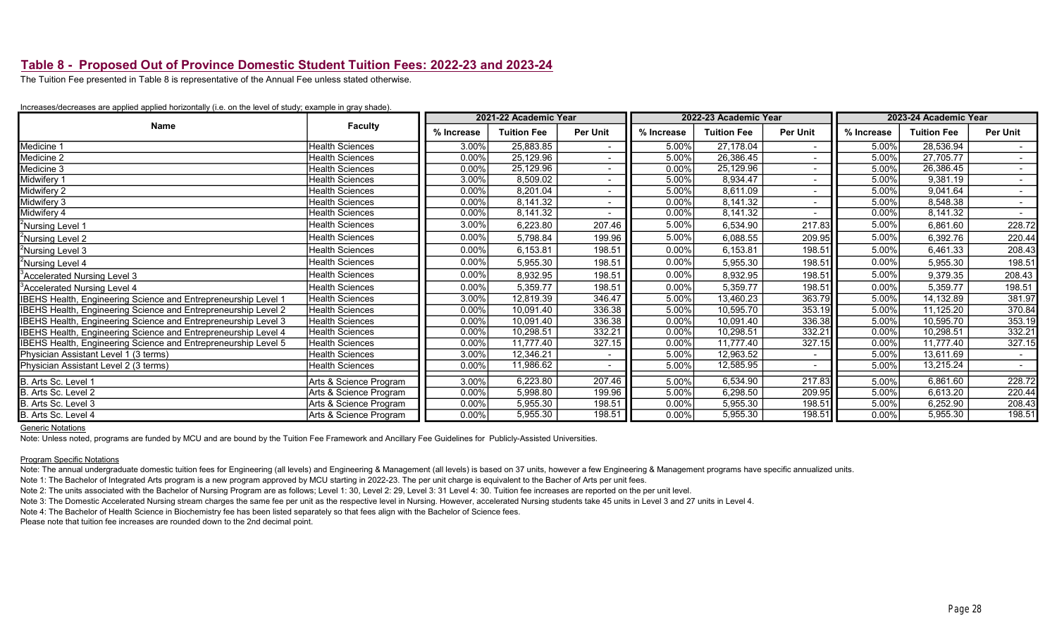## Table 8 - Proposed Out of Province Domestic Student Tuition Fees: 2022-23 and 2023-24

The Tuition Fee presented in Table 8 is representative of the Annual Fee unless stated otherwise.

Increases/decreases are applied applied horizontally (i.e. on the level of study; example in gray shade).

| Name | Faculty | 2021-22 Academic Year | | | 2022-23 Academic Year | | | 2023-24 Academic Year | | |
|---|---|---|---|---|---|---|---|---|---|---|
| | | % Increase | Tuition Fee | Per Unit | % Increase | Tuition Fee | Per Unit | % Increase | Tuition Fee | Per Unit |
| Medicine 1 | Health Sciences | 3.00% | 25,883.85 | - | 5.00% | 27,178.04 | - | 5.00% | 28,536.94 | - |
| Medicine 2 | Health Sciences | 0.00% | 25,129.96 | - | 5.00% | 26,386.45 | - | 5.00% | 27,705.77 | - |
| Medicine 3 | Health Sciences | 0.00% | 25,129.96 | - | 0.00% | 25,129.96 | - | 5.00% | 26,386.45 | - |
| Midwifery 1 | Health Sciences | 3.00% | 8,509.02 | - | 5.00% | 8,934.47 | - | 5.00% | 9,381.19 | - |
| Midwifery 2 | Health Sciences | 0.00% | 8,201.04 | - | 5.00% | 8,611.09 | - | 5.00% | 9,041.64 | - |
| Midwifery 3 | Health Sciences | 0.00% | 8,141.32 | - | 0.00% | 8,141.32 | - | 5.00% | 8,548.38 | - |
| Midwifery 4 | Health Sciences | 0.00% | 8,141.32 | - | 0.00% | 8,141.32 | - | 0.00% | 8,141.32 | - |
| [2]Nursing Level 1 | Health Sciences | 3.00% | 6,223.80 | 207.46 | 5.00% | 6,534.90 | 217.83 | 5.00% | 6,861.60 | 228.72 |
| [2]Nursing Level 2 | Health Sciences | 0.00% | 5,798.84 | 199.96 | 5.00% | 6,088.55 | 209.95 | 5.00% | 6,392.76 | 220.44 |
| [2]Nursing Level 3 | Health Sciences | 0.00% | 6,153.81 | 198.51 | 0.00% | 6,153.81 | 198.51 | 5.00% | 6,461.33 | 208.43 |
| [2]Nursing Level 4 | Health Sciences | 0.00% | 5,955.30 | 198.51 | 0.00% | 5,955.30 | 198.51 | 0.00% | 5,955.30 | 198.51 |
| [3]Accelerated Nursing Level 3 | Health Sciences | 0.00% | 8,932.95 | 198.51 | 0.00% | 8,932.95 | 198.51 | 5.00% | 9,379.35 | 208.43 |
| [3]Accelerated Nursing Level 4 | Health Sciences | 0.00% | 5,359.77 | 198.51 | 0.00% | 5,359.77 | 198.51 | 0.00% | 5,359.77 | 198.51 |
| IBEHS Health, Engineering Science and Entrepreneurship Level 1 | Health Sciences | 3.00% | 12,819.39 | 346.47 | 5.00% | 13,460.23 | 363.79 | 5.00% | 14,132.89 | 381.97 |
| IBEHS Health, Engineering Science and Entrepreneurship Level 2 | Health Sciences | 0.00% | 10,091.40 | 336.38 | 5.00% | 10,595.70 | 353.19 | 5.00% | 11,125.20 | 370.84 |
| IBEHS Health, Engineering Science and Entrepreneurship Level 3 | Health Sciences | 0.00% | 10,091.40 | 336.38 | 0.00% | 10,091.40 | 336.38 | 5.00% | 10,595.70 | 353.19 |
| IBEHS Health, Engineering Science and Entrepreneurship Level 4 | Health Sciences | 0.00% | 10,298.51 | 332.21 | 0.00% | 10,298.51 | 332.21 | 0.00% | 10,298.51 | 332.21 |
| IBEHS Health, Engineering Science and Entrepreneurship Level 5 | Health Sciences | 0.00% | 11,777.40 | 327.15 | 0.00% | 11,777.40 | 327.15 | 0.00% | 11,777.40 | 327.15 |
| Physician Assistant Level 1 (3 terms) | Health Sciences | 3.00% | 12,346.21 | - | 5.00% | 12,963.52 | - | 5.00% | 13,611.69 | - |
| Physician Assistant Level 2 (3 terms) | Health Sciences | 0.00% | 11,986.62 | - | 5.00% | 12,585.95 | - | 5.00% | 13,215.24 | - |
| B. Arts Sc. Level 1 | Arts & Science Program | 3.00% | 6,223.80 | 207.46 | 5.00% | 6,534.90 | 217.83 | 5.00% | 6,861.60 | 228.72 |
| B. Arts Sc. Level 2 | Arts & Science Program | 0.00% | 5,998.80 | 199.96 | 5.00% | 6,298.50 | 209.95 | 5.00% | 6,613.20 | 220.44 |
| B. Arts Sc. Level 3 | Arts & Science Program | 0.00% | 5,955.30 | 198.51 | 0.00% | 5,955.30 | 198.51 | 5.00% | 6,252.90 | 208.43 |
| B. Arts Sc. Level 4 | Arts & Science Program | 0.00% | 5,955.30 | 198.51 | 0.00% | 5,955.30 | 198.51 | 0.00% | 5,955.30 | 198.51 |

Generic Notations

Note: Unless noted, programs are funded by MCU and are bound by the Tuition Fee Framework and Ancillary Fee Guidelines for Publicly-Assisted Universities.

Program Specific Notations

Note: The annual undergraduate domestic tuition fees for Engineering (all levels) and Engineering & Management (all levels) is based on 37 units, however a few Engineering & Management programs have specific annualized units.

Note 1: The Bachelor of Integrated Arts program is a new program approved by MCU starting in 2022-23. The per unit charge is equivalent to the Bacher of Arts per unit fees.

Note 2: The units associated with the Bachelor of Nursing Program are as follows; Level 1: 30, Level 2: 29, Level 3: 31 Level 4: 30. Tuition fee increases are reported on the per unit level.

Note 3: The Domestic Accelerated Nursing stream charges the same fee per unit as the respective level in Nursing. However, accelerated Nursing students take 45 units in Level 3 and 27 units in Level 4.

Note 4: The Bachelor of Health Science in Biochemistry fee has been listed separately so that fees align with the Bachelor of Science fees.

Please note that tuition fee increases are rounded down to the 2nd decimal point.